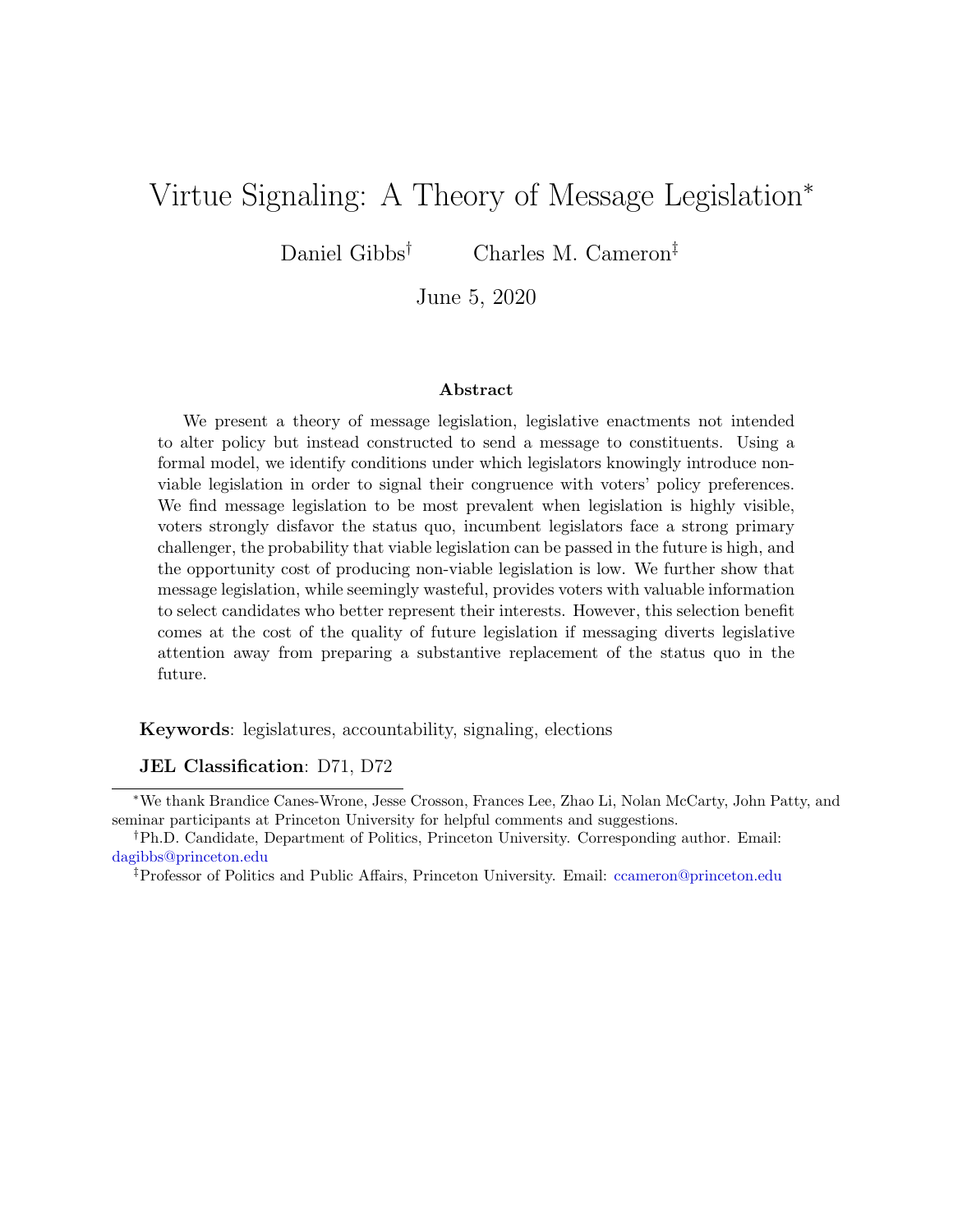# Virtue Signaling: A Theory of Message Legislation[*]

Daniel Gibbs[†] Charles M. Cameron[‡]

June 5, 2020

## Abstract

We present a theory of message legislation, legislative enactments not intended to alter policy but instead constructed to send a message to constituents. Using a formal model, we identify conditions under which legislators knowingly introduce non-viable legislation in order to signal their congruence with voters' policy preferences. We find message legislation to be most prevalent when legislation is highly visible, voters strongly disfavor the status quo, incumbent legislators face a strong primary challenger, the probability that viable legislation can be passed in the future is high, and the opportunity cost of producing non-viable legislation is low. We further show that message legislation, while seemingly wasteful, provides voters with valuable information to select candidates who better represent their interests. However, this selection benefit comes at the cost of the quality of future legislation if messaging diverts legislative attention away from preparing a substantive replacement of the status quo in the future.

**Keywords**: legislatures, accountability, signaling, elections

**JEL Classification**: D71, D72

---

[*] We thank Brandice Canes-Wrone, Jesse Crosson, Frances Lee, Zhao Li, Nolan McCarty, John Patty, and seminar participants at Princeton University for helpful comments and suggestions.

[†] Ph.D. Candidate, Department of Politics, Princeton University. Corresponding author. Email: dagibbs@princeton.edu

[‡] Professor of Politics and Public Affairs, Princeton University. Email: ccameron@princeton.edu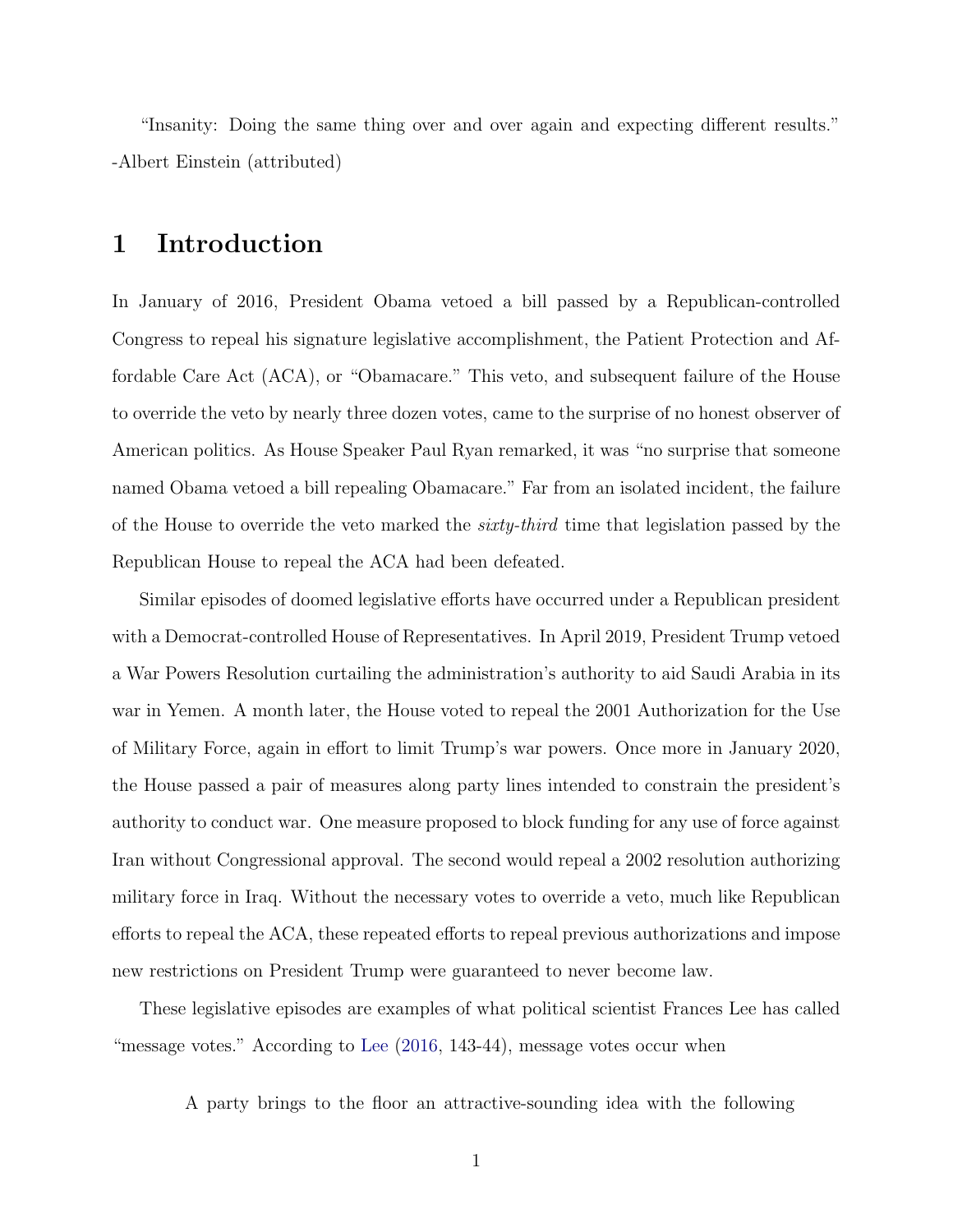"Insanity: Doing the same thing over and over again and expecting different results." -Albert Einstein (attributed)

# 1 Introduction

In January of 2016, President Obama vetoed a bill passed by a Republican-controlled Congress to repeal his signature legislative accomplishment, the Patient Protection and Affordable Care Act (ACA), or "Obamacare." This veto, and subsequent failure of the House to override the veto by nearly three dozen votes, came to the surprise of no honest observer of American politics. As House Speaker Paul Ryan remarked, it was "no surprise that someone named Obama vetoed a bill repealing Obamacare." Far from an isolated incident, the failure of the House to override the veto marked the *sixty-third* time that legislation passed by the Republican House to repeal the ACA had been defeated.

Similar episodes of doomed legislative efforts have occurred under a Republican president with a Democrat-controlled House of Representatives. In April 2019, President Trump vetoed a War Powers Resolution curtailing the administration's authority to aid Saudi Arabia in its war in Yemen. A month later, the House voted to repeal the 2001 Authorization for the Use of Military Force, again in effort to limit Trump's war powers. Once more in January 2020, the House passed a pair of measures along party lines intended to constrain the president's authority to conduct war. One measure proposed to block funding for any use of force against Iran without Congressional approval. The second would repeal a 2002 resolution authorizing military force in Iraq. Without the necessary votes to override a veto, much like Republican efforts to repeal the ACA, these repeated efforts to repeal previous authorizations and impose new restrictions on President Trump were guaranteed to never become law.

These legislative episodes are examples of what political scientist Frances Lee has called "message votes." According to Lee (2016, 143-44), message votes occur when

> A party brings to the floor an attractive-sounding idea with the following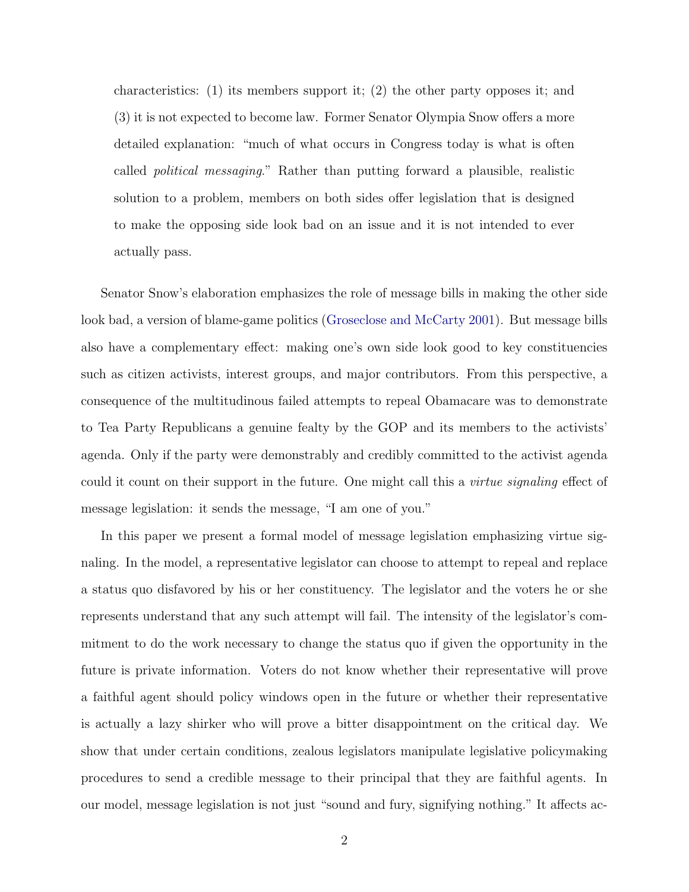characteristics: (1) its members support it; (2) the other party opposes it; and (3) it is not expected to become law. Former Senator Olympia Snow offers a more detailed explanation: "much of what occurs in Congress today is what is often called *political messaging*." Rather than putting forward a plausible, realistic solution to a problem, members on both sides offer legislation that is designed to make the opposing side look bad on an issue and it is not intended to ever actually pass.

Senator Snow's elaboration emphasizes the role of message bills in making the other side look bad, a version of blame-game politics (Groseclose and McCarty 2001). But message bills also have a complementary effect: making one's own side look good to key constituencies such as citizen activists, interest groups, and major contributors. From this perspective, a consequence of the multitudinous failed attempts to repeal Obamacare was to demonstrate to Tea Party Republicans a genuine fealty by the GOP and its members to the activists' agenda. Only if the party were demonstrably and credibly committed to the activist agenda could it count on their support in the future. One might call this a *virtue signaling* effect of message legislation: it sends the message, "I am one of you."

In this paper we present a formal model of message legislation emphasizing virtue signaling. In the model, a representative legislator can choose to attempt to repeal and replace a status quo disfavored by his or her constituency. The legislator and the voters he or she represents understand that any such attempt will fail. The intensity of the legislator's commitment to do the work necessary to change the status quo if given the opportunity in the future is private information. Voters do not know whether their representative will prove a faithful agent should policy windows open in the future or whether their representative is actually a lazy shirker who will prove a bitter disappointment on the critical day. We show that under certain conditions, zealous legislators manipulate legislative policymaking procedures to send a credible message to their principal that they are faithful agents. In our model, message legislation is not just "sound and fury, signifying nothing." It affects ac-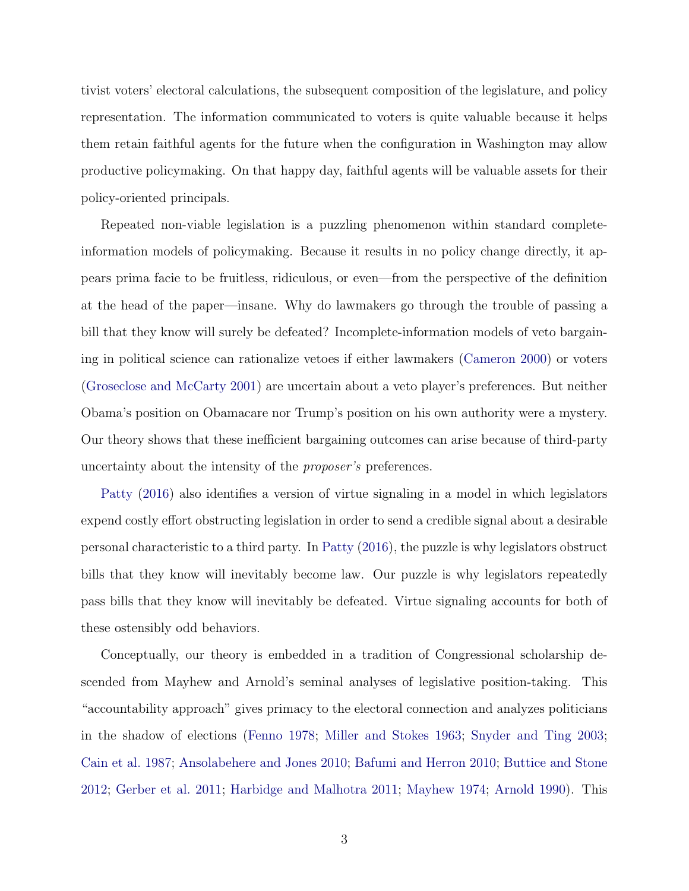tivist voters' electoral calculations, the subsequent composition of the legislature, and policy representation. The information communicated to voters is quite valuable because it helps them retain faithful agents for the future when the configuration in Washington may allow productive policymaking. On that happy day, faithful agents will be valuable assets for their policy-oriented principals.

Repeated non-viable legislation is a puzzling phenomenon within standard complete-information models of policymaking. Because it results in no policy change directly, it appears prima facie to be fruitless, ridiculous, or even—from the perspective of the definition at the head of the paper—insane. Why do lawmakers go through the trouble of passing a bill that they know will surely be defeated? Incomplete-information models of veto bargaining in political science can rationalize vetoes if either lawmakers (Cameron 2000) or voters (Groseclose and McCarty 2001) are uncertain about a veto player's preferences. But neither Obama's position on Obamacare nor Trump's position on his own authority were a mystery. Our theory shows that these inefficient bargaining outcomes can arise because of third-party uncertainty about the intensity of the *proposer's* preferences.

Patty (2016) also identifies a version of virtue signaling in a model in which legislators expend costly effort obstructing legislation in order to send a credible signal about a desirable personal characteristic to a third party. In Patty (2016), the puzzle is why legislators obstruct bills that they know will inevitably become law. Our puzzle is why legislators repeatedly pass bills that they know will inevitably be defeated. Virtue signaling accounts for both of these ostensibly odd behaviors.

Conceptually, our theory is embedded in a tradition of Congressional scholarship descended from Mayhew and Arnold's seminal analyses of legislative position-taking. This "accountability approach" gives primacy to the electoral connection and analyzes politicians in the shadow of elections (Fenno 1978; Miller and Stokes 1963; Snyder and Ting 2003; Cain et al. 1987; Ansolabehere and Jones 2010; Bafumi and Herron 2010; Buttice and Stone 2012; Gerber et al. 2011; Harbidge and Malhotra 2011; Mayhew 1974; Arnold 1990). This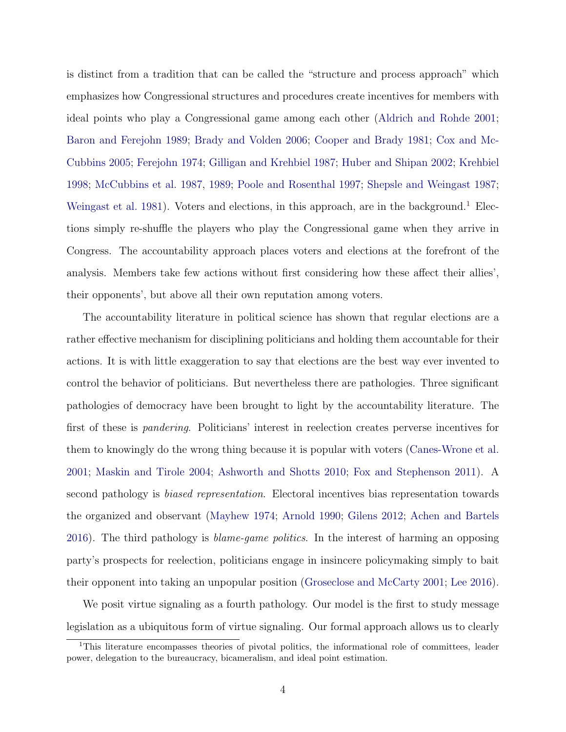is distinct from a tradition that can be called the "structure and process approach" which emphasizes how Congressional structures and procedures create incentives for members with ideal points who play a Congressional game among each other (Aldrich and Rohde 2001; Baron and Ferejohn 1989; Brady and Volden 2006; Cooper and Brady 1981; Cox and McCubbins 2005; Ferejohn 1974; Gilligan and Krehbiel 1987; Huber and Shipan 2002; Krehbiel 1998; McCubbins et al. 1987, 1989; Poole and Rosenthal 1997; Shepsle and Weingast 1987; Weingast et al. 1981). Voters and elections, in this approach, are in the background.[1] Elections simply re-shuffle the players who play the Congressional game when they arrive in Congress. The accountability approach places voters and elections at the forefront of the analysis. Members take few actions without first considering how these affect their allies', their opponents', but above all their own reputation among voters.

The accountability literature in political science has shown that regular elections are a rather effective mechanism for disciplining politicians and holding them accountable for their actions. It is with little exaggeration to say that elections are the best way ever invented to control the behavior of politicians. But nevertheless there are pathologies. Three significant pathologies of democracy have been brought to light by the accountability literature. The first of these is *pandering*. Politicians' interest in reelection creates perverse incentives for them to knowingly do the wrong thing because it is popular with voters (Canes-Wrone et al. 2001; Maskin and Tirole 2004; Ashworth and Shotts 2010; Fox and Stephenson 2011). A second pathology is *biased representation*. Electoral incentives bias representation towards the organized and observant (Mayhew 1974; Arnold 1990; Gilens 2012; Achen and Bartels 2016). The third pathology is *blame-game politics*. In the interest of harming an opposing party's prospects for reelection, politicians engage in insincere policymaking simply to bait their opponent into taking an unpopular position (Groseclose and McCarty 2001; Lee 2016).

We posit virtue signaling as a fourth pathology. Our model is the first to study message legislation as a ubiquitous form of virtue signaling. Our formal approach allows us to clearly

[1] This literature encompasses theories of pivotal politics, the informational role of committees, leader power, delegation to the bureaucracy, bicameralism, and ideal point estimation.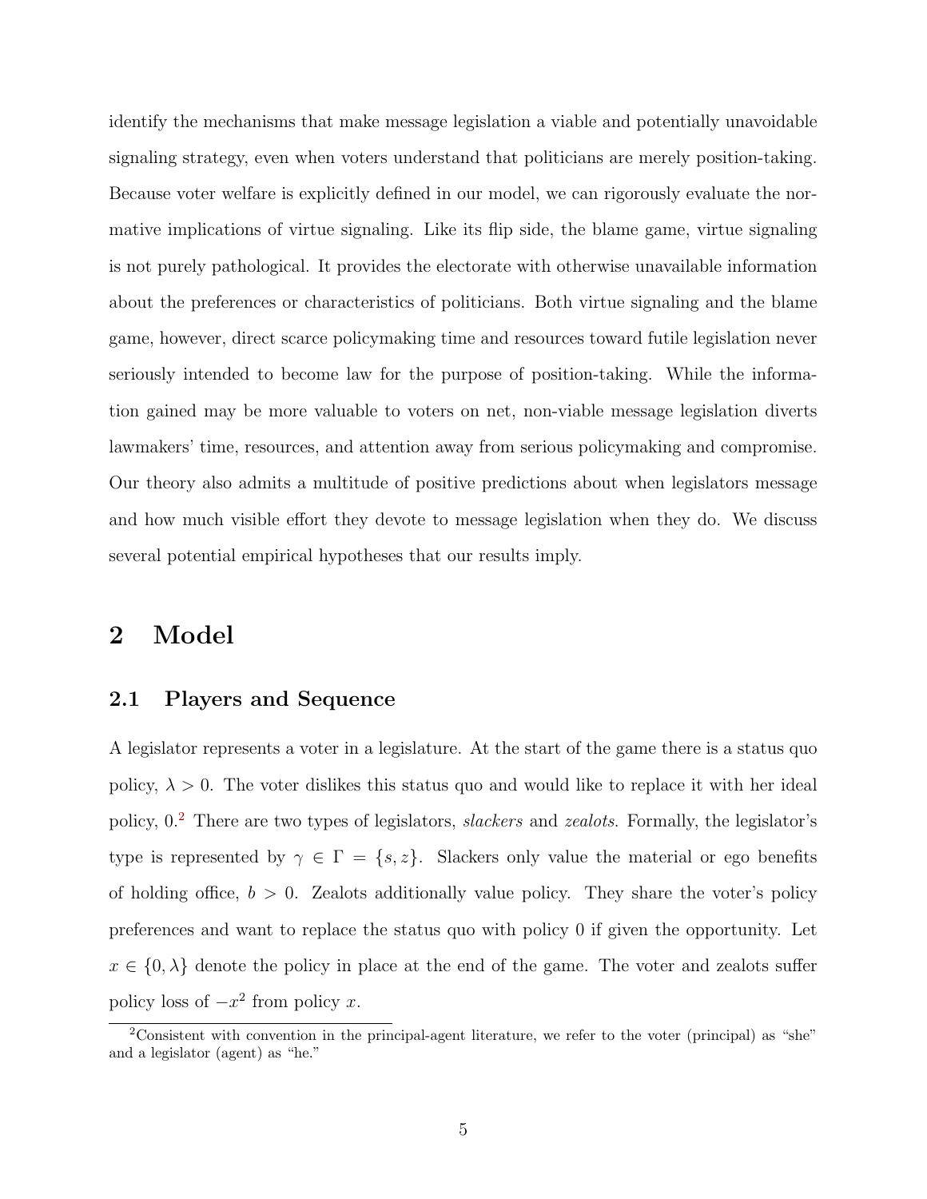identify the mechanisms that make message legislation a viable and potentially unavoidable signaling strategy, even when voters understand that politicians are merely position-taking. Because voter welfare is explicitly defined in our model, we can rigorously evaluate the normative implications of virtue signaling. Like its flip side, the blame game, virtue signaling is not purely pathological. It provides the electorate with otherwise unavailable information about the preferences or characteristics of politicians. Both virtue signaling and the blame game, however, direct scarce policymaking time and resources toward futile legislation never seriously intended to become law for the purpose of position-taking. While the information gained may be more valuable to voters on net, non-viable message legislation diverts lawmakers' time, resources, and attention away from serious policymaking and compromise. Our theory also admits a multitude of positive predictions about when legislators message and how much visible effort they devote to message legislation when they do. We discuss several potential empirical hypotheses that our results imply.

# 2 Model

## 2.1 Players and Sequence

A legislator represents a voter in a legislature. At the start of the game there is a status quo policy, $\lambda > 0$. The voter dislikes this status quo and would like to replace it with her ideal policy, 0.[2] There are two types of legislators, *slackers* and *zealots*. Formally, the legislator's type is represented by $\gamma \in \Gamma = \{s, z\}$. Slackers only value the material or ego benefits of holding office, $b > 0$. Zealots additionally value policy. They share the voter's policy preferences and want to replace the status quo with policy 0 if given the opportunity. Let $x \in \{0, \lambda\}$ denote the policy in place at the end of the game. The voter and zealots suffer policy loss of $-x^2$ from policy $x$.

[2] Consistent with convention in the principal-agent literature, we refer to the voter (principal) as "she" and a legislator (agent) as "he."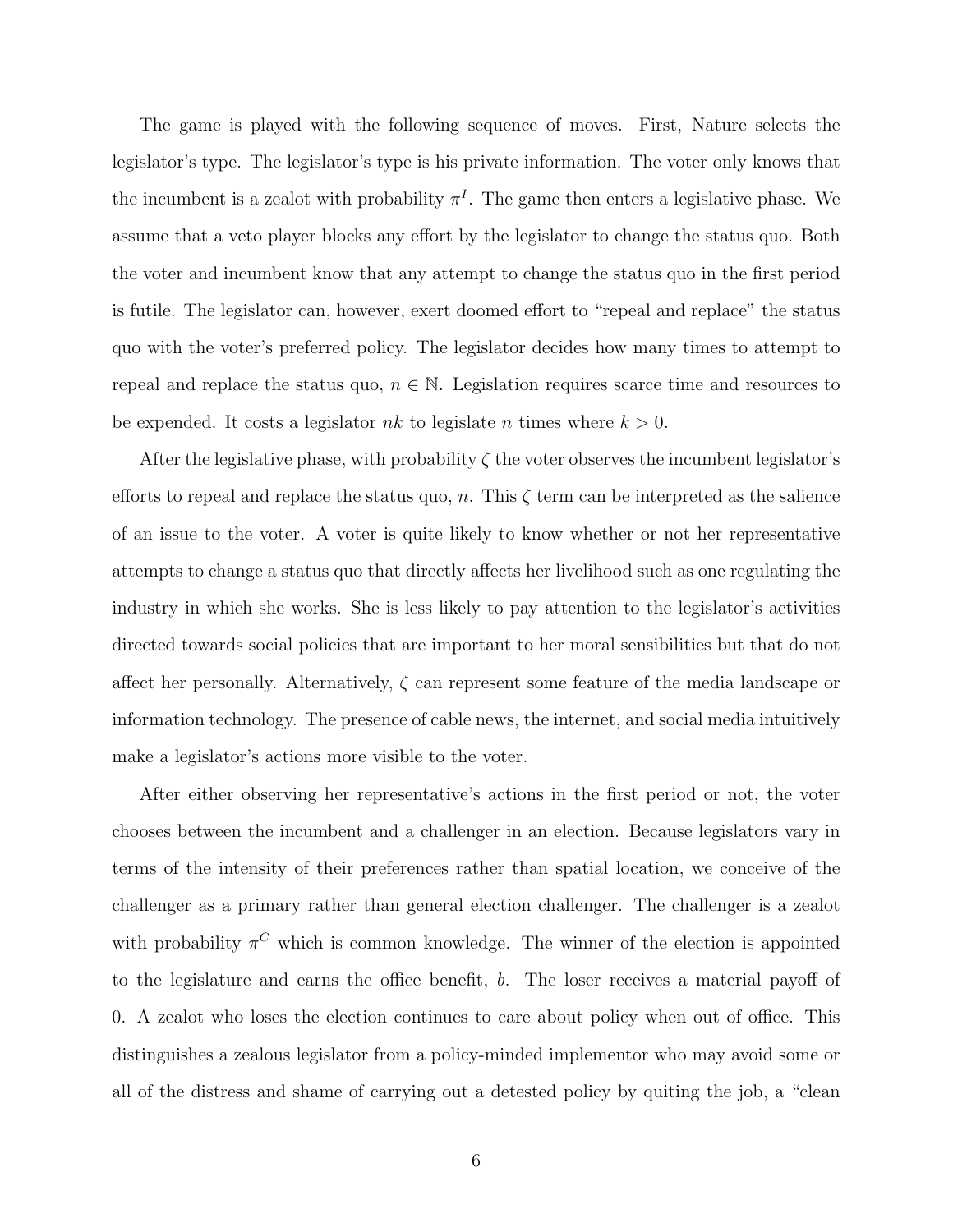The game is played with the following sequence of moves. First, Nature selects the legislator's type. The legislator's type is his private information. The voter only knows that the incumbent is a zealot with probability $\pi^I$. The game then enters a legislative phase. We assume that a veto player blocks any effort by the legislator to change the status quo. Both the voter and incumbent know that any attempt to change the status quo in the first period is futile. The legislator can, however, exert doomed effort to "repeal and replace" the status quo with the voter's preferred policy. The legislator decides how many times to attempt to repeal and replace the status quo, $n \in \mathbb{N}$. Legislation requires scarce time and resources to be expended. It costs a legislator $nk$ to legislate $n$ times where $k > 0$.

After the legislative phase, with probability $\zeta$ the voter observes the incumbent legislator's efforts to repeal and replace the status quo, $n$. This $\zeta$ term can be interpreted as the salience of an issue to the voter. A voter is quite likely to know whether or not her representative attempts to change a status quo that directly affects her livelihood such as one regulating the industry in which she works. She is less likely to pay attention to the legislator's activities directed towards social policies that are important to her moral sensibilities but that do not affect her personally. Alternatively, $\zeta$ can represent some feature of the media landscape or information technology. The presence of cable news, the internet, and social media intuitively make a legislator's actions more visible to the voter.

After either observing her representative's actions in the first period or not, the voter chooses between the incumbent and a challenger in an election. Because legislators vary in terms of the intensity of their preferences rather than spatial location, we conceive of the challenger as a primary rather than general election challenger. The challenger is a zealot with probability $\pi^C$ which is common knowledge. The winner of the election is appointed to the legislature and earns the office benefit, $b$. The loser receives a material payoff of 0. A zealot who loses the election continues to care about policy when out of office. This distinguishes a zealous legislator from a policy-minded implementor who may avoid some or all of the distress and shame of carrying out a detested policy by quiting the job, a "clean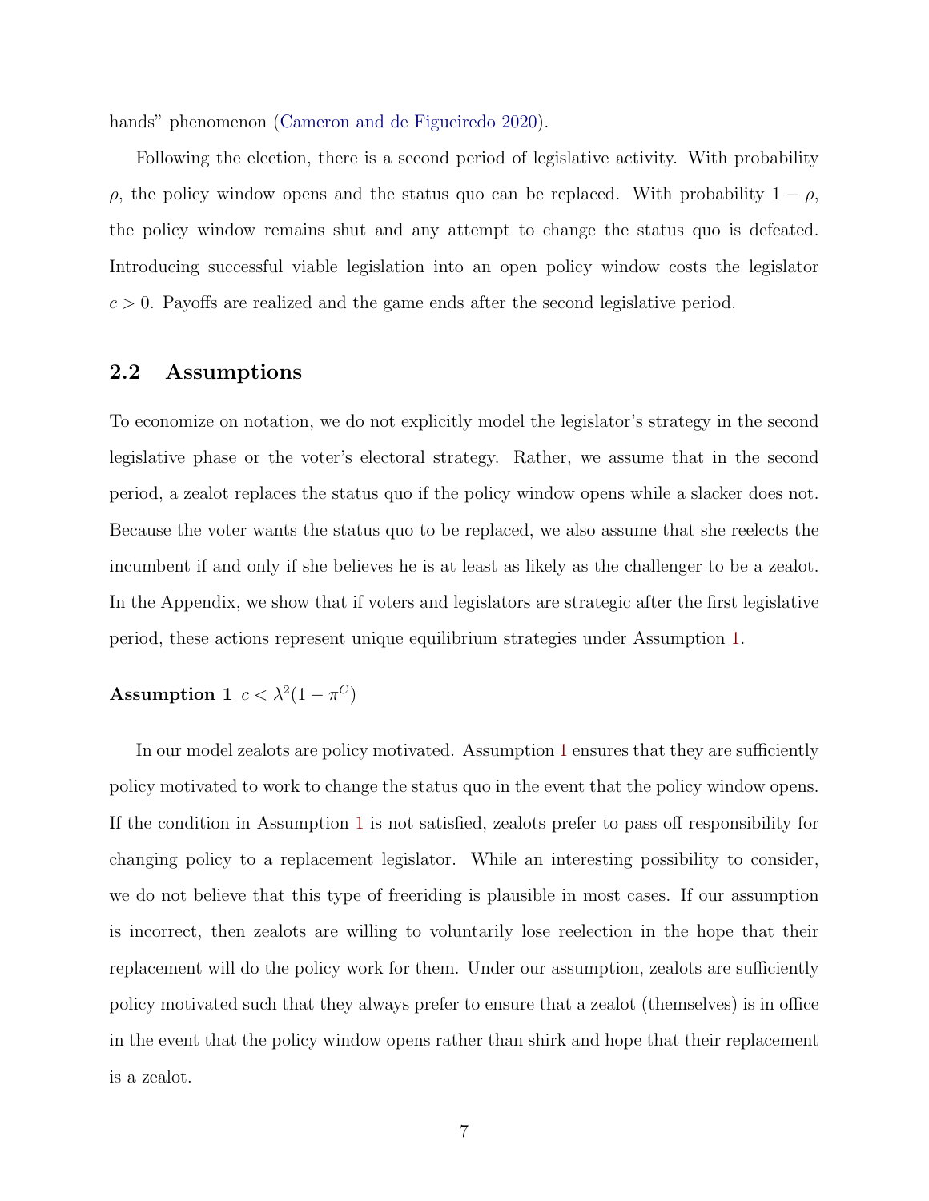hands" phenomenon (Cameron and de Figueiredo 2020).

Following the election, there is a second period of legislative activity. With probability $\rho$, the policy window opens and the status quo can be replaced. With probability $1 - \rho$, the policy window remains shut and any attempt to change the status quo is defeated. Introducing successful viable legislation into an open policy window costs the legislator $c > 0$. Payoffs are realized and the game ends after the second legislative period.

## 2.2 Assumptions

To economize on notation, we do not explicitly model the legislator's strategy in the second legislative phase or the voter's electoral strategy. Rather, we assume that in the second period, a zealot replaces the status quo if the policy window opens while a slacker does not. Because the voter wants the status quo to be replaced, we also assume that she reelects the incumbent if and only if she believes he is at least as likely as the challenger to be a zealot. In the Appendix, we show that if voters and legislators are strategic after the first legislative period, these actions represent unique equilibrium strategies under Assumption 1.

**Assumption 1** $c < \lambda^2(1 - \pi^C)$

In our model zealots are policy motivated. Assumption 1 ensures that they are sufficiently policy motivated to work to change the status quo in the event that the policy window opens. If the condition in Assumption 1 is not satisfied, zealots prefer to pass off responsibility for changing policy to a replacement legislator. While an interesting possibility to consider, we do not believe that this type of freeriding is plausible in most cases. If our assumption is incorrect, then zealots are willing to voluntarily lose reelection in the hope that their replacement will do the policy work for them. Under our assumption, zealots are sufficiently policy motivated such that they always prefer to ensure that a zealot (themselves) is in office in the event that the policy window opens rather than shirk and hope that their replacement is a zealot.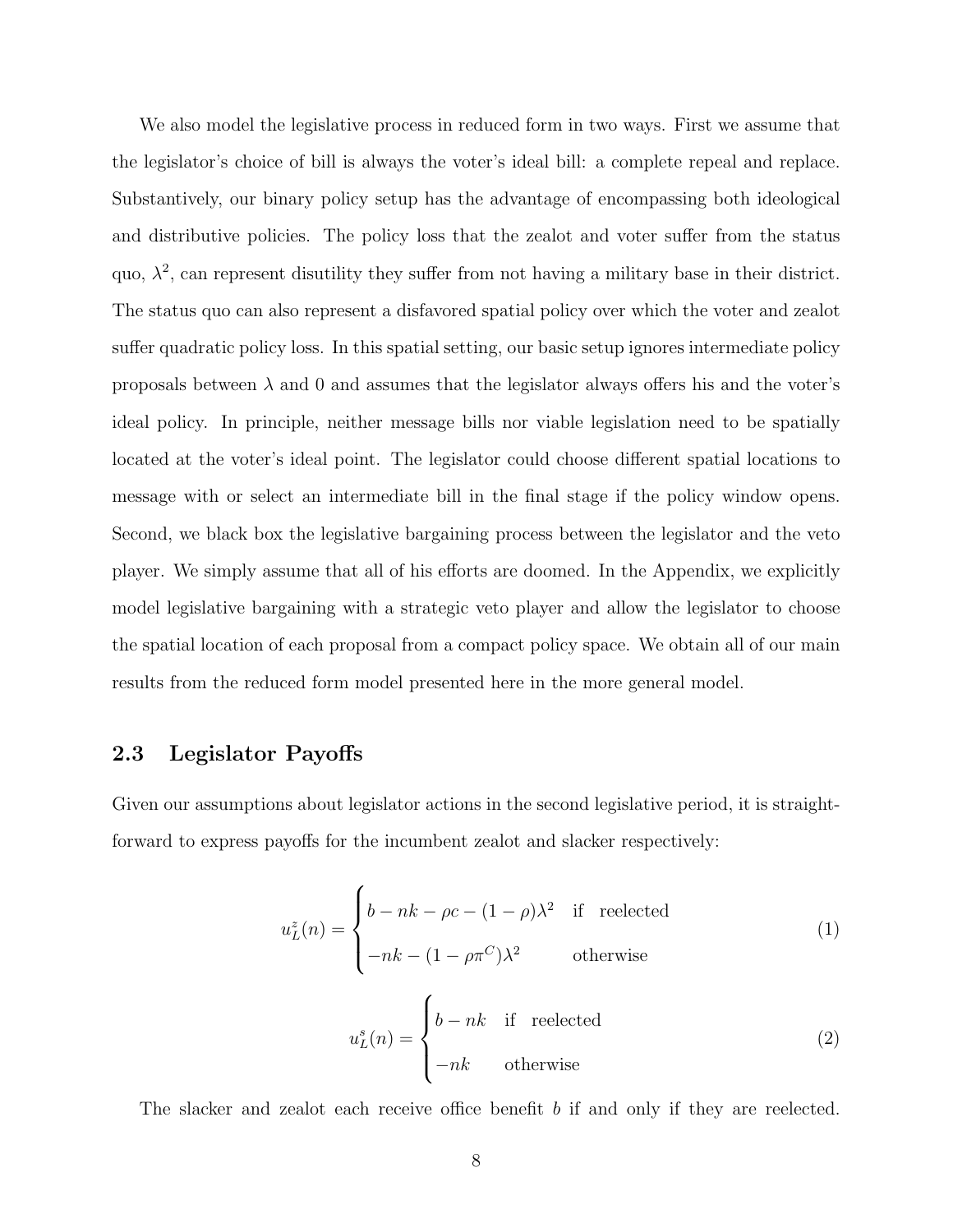We also model the legislative process in reduced form in two ways. First we assume that the legislator's choice of bill is always the voter's ideal bill: a complete repeal and replace. Substantively, our binary policy setup has the advantage of encompassing both ideological and distributive policies. The policy loss that the zealot and voter suffer from the status quo, $\lambda^2$, can represent disutility they suffer from not having a military base in their district. The status quo can also represent a disfavored spatial policy over which the voter and zealot suffer quadratic policy loss. In this spatial setting, our basic setup ignores intermediate policy proposals between $\lambda$ and 0 and assumes that the legislator always offers his and the voter's ideal policy. In principle, neither message bills nor viable legislation need to be spatially located at the voter's ideal point. The legislator could choose different spatial locations to message with or select an intermediate bill in the final stage if the policy window opens. Second, we black box the legislative bargaining process between the legislator and the veto player. We simply assume that all of his efforts are doomed. In the Appendix, we explicitly model legislative bargaining with a strategic veto player and allow the legislator to choose the spatial location of each proposal from a compact policy space. We obtain all of our main results from the reduced form model presented here in the more general model.

## 2.3 Legislator Payoffs

Given our assumptions about legislator actions in the second legislative period, it is straightforward to express payoffs for the incumbent zealot and slacker respectively:

$$u_L^z(n) = \begin{cases} b - nk - \rho c - (1-\rho)\lambda^2 & \text{if reelected} \\ -nk - (1 - \rho\pi^C)\lambda^2 & \text{otherwise} \end{cases} \tag{1}$$

$$u_L^s(n) = \begin{cases} b - nk & \text{if reelected} \\ -nk & \text{otherwise} \end{cases} \tag{2}$$

The slacker and zealot each receive office benefit $b$ if and only if they are reelected.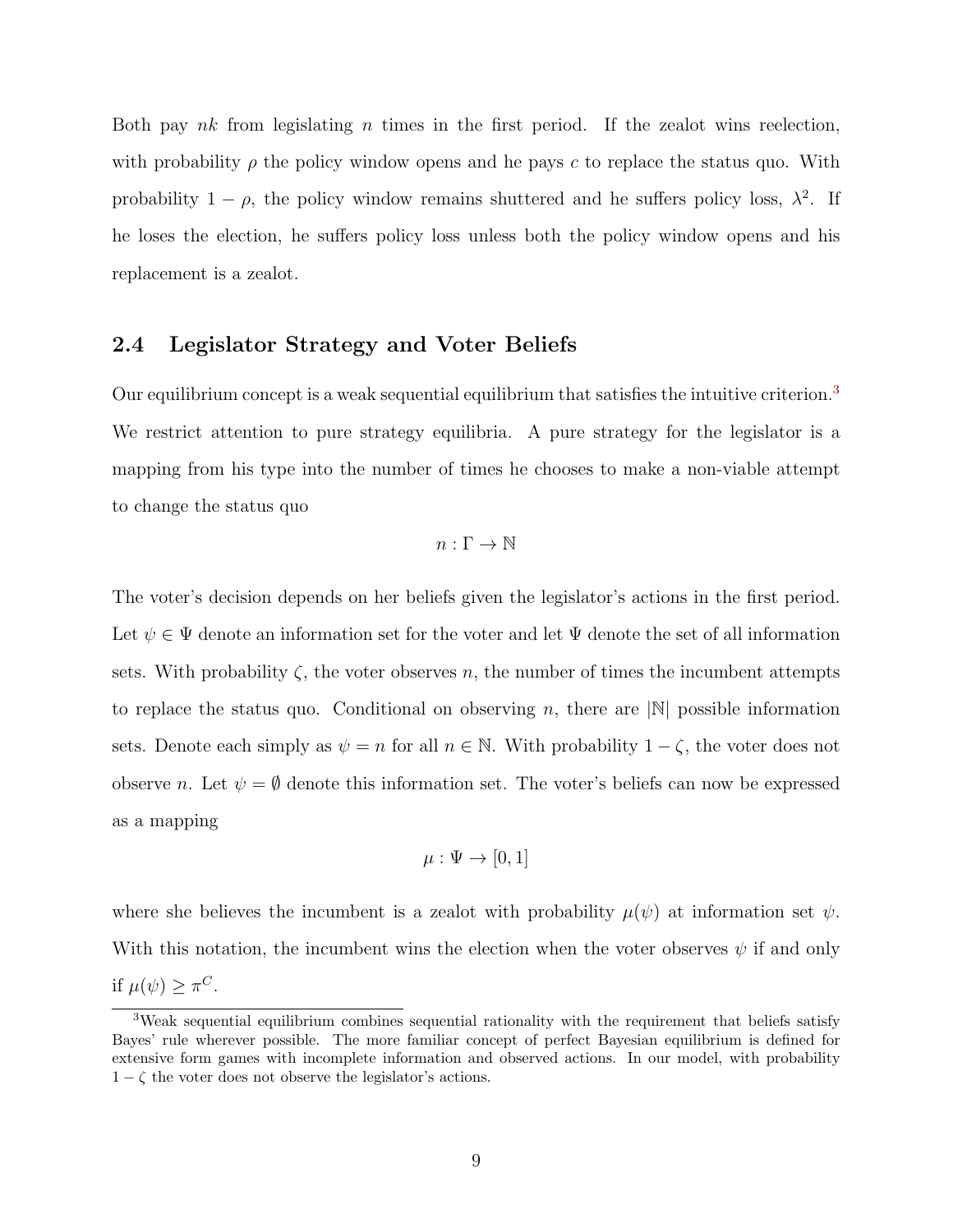Both pay $nk$ from legislating $n$ times in the first period. If the zealot wins reelection, with probability $\rho$ the policy window opens and he pays $c$ to replace the status quo. With probability $1-\rho$, the policy window remains shuttered and he suffers policy loss, $\lambda^2$. If he loses the election, he suffers policy loss unless both the policy window opens and his replacement is a zealot.

### 2.4 Legislator Strategy and Voter Beliefs

Our equilibrium concept is a weak sequential equilibrium that satisfies the intuitive criterion.[3] We restrict attention to pure strategy equilibria. A pure strategy for the legislator is a mapping from his type into the number of times he chooses to make a non-viable attempt to change the status quo

$$n : \Gamma \to \mathbb{N}$$

The voter's decision depends on her beliefs given the legislator's actions in the first period. Let $\psi \in \Psi$ denote an information set for the voter and let $\Psi$ denote the set of all information sets. With probability $\zeta$, the voter observes $n$, the number of times the incumbent attempts to replace the status quo. Conditional on observing $n$, there are $|\mathbb{N}|$ possible information sets. Denote each simply as $\psi = n$ for all $n \in \mathbb{N}$. With probability $1-\zeta$, the voter does not observe $n$. Let $\psi = \emptyset$ denote this information set. The voter's beliefs can now be expressed as a mapping

$$\mu : \Psi \to [0, 1]$$

where she believes the incumbent is a zealot with probability $\mu(\psi)$ at information set $\psi$. With this notation, the incumbent wins the election when the voter observes $\psi$ if and only if $\mu(\psi) \geq \pi^C$.

[3] Weak sequential equilibrium combines sequential rationality with the requirement that beliefs satisfy Bayes' rule wherever possible. The more familiar concept of perfect Bayesian equilibrium is defined for extensive form games with incomplete information and observed actions. In our model, with probability $1-\zeta$ the voter does not observe the legislator's actions.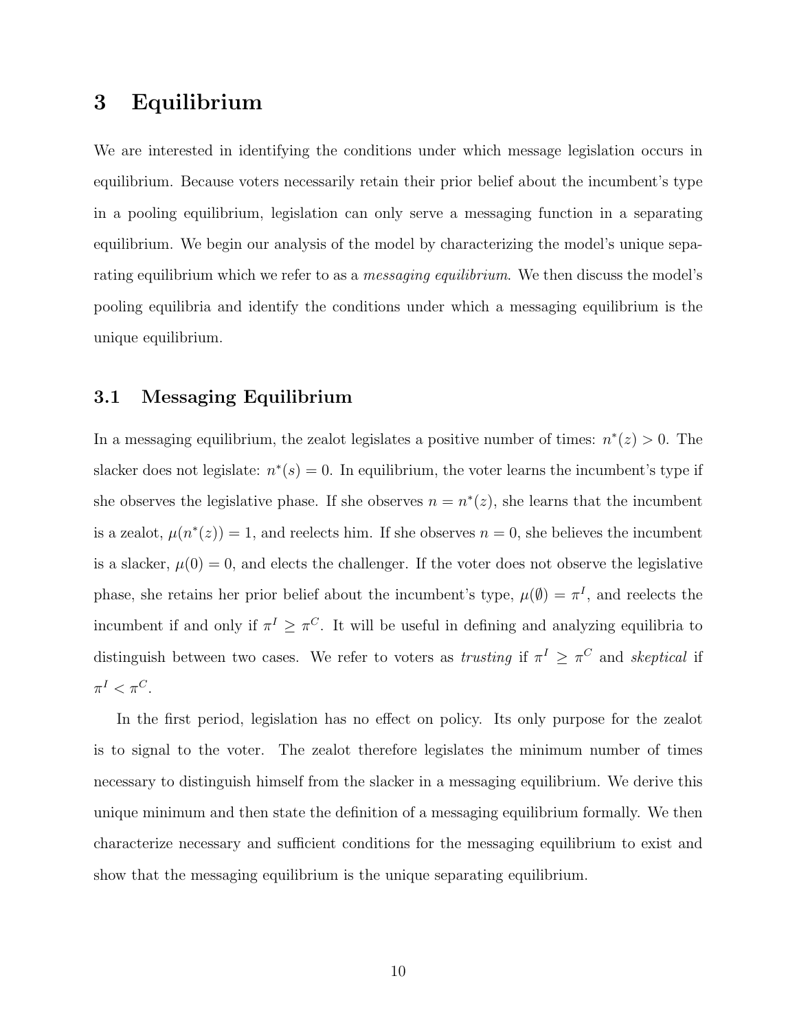# 3 Equilibrium

We are interested in identifying the conditions under which message legislation occurs in equilibrium. Because voters necessarily retain their prior belief about the incumbent's type in a pooling equilibrium, legislation can only serve a messaging function in a separating equilibrium. We begin our analysis of the model by characterizing the model's unique separating equilibrium which we refer to as a *messaging equilibrium*. We then discuss the model's pooling equilibria and identify the conditions under which a messaging equilibrium is the unique equilibrium.

## 3.1 Messaging Equilibrium

In a messaging equilibrium, the zealot legislates a positive number of times: $n^*(z) > 0$. The slacker does not legislate: $n^*(s) = 0$. In equilibrium, the voter learns the incumbent's type if she observes the legislative phase. If she observes $n = n^*(z)$, she learns that the incumbent is a zealot, $\mu(n^*(z)) = 1$, and reelects him. If she observes $n = 0$, she believes the incumbent is a slacker, $\mu(0) = 0$, and elects the challenger. If the voter does not observe the legislative phase, she retains her prior belief about the incumbent's type, $\mu(\emptyset) = \pi^I$, and reelects the incumbent if and only if $\pi^I \geq \pi^C$. It will be useful in defining and analyzing equilibria to distinguish between two cases. We refer to voters as *trusting* if $\pi^I \geq \pi^C$ and *skeptical* if $\pi^I < \pi^C$.

In the first period, legislation has no effect on policy. Its only purpose for the zealot is to signal to the voter. The zealot therefore legislates the minimum number of times necessary to distinguish himself from the slacker in a messaging equilibrium. We derive this unique minimum and then state the definition of a messaging equilibrium formally. We then characterize necessary and sufficient conditions for the messaging equilibrium to exist and show that the messaging equilibrium is the unique separating equilibrium.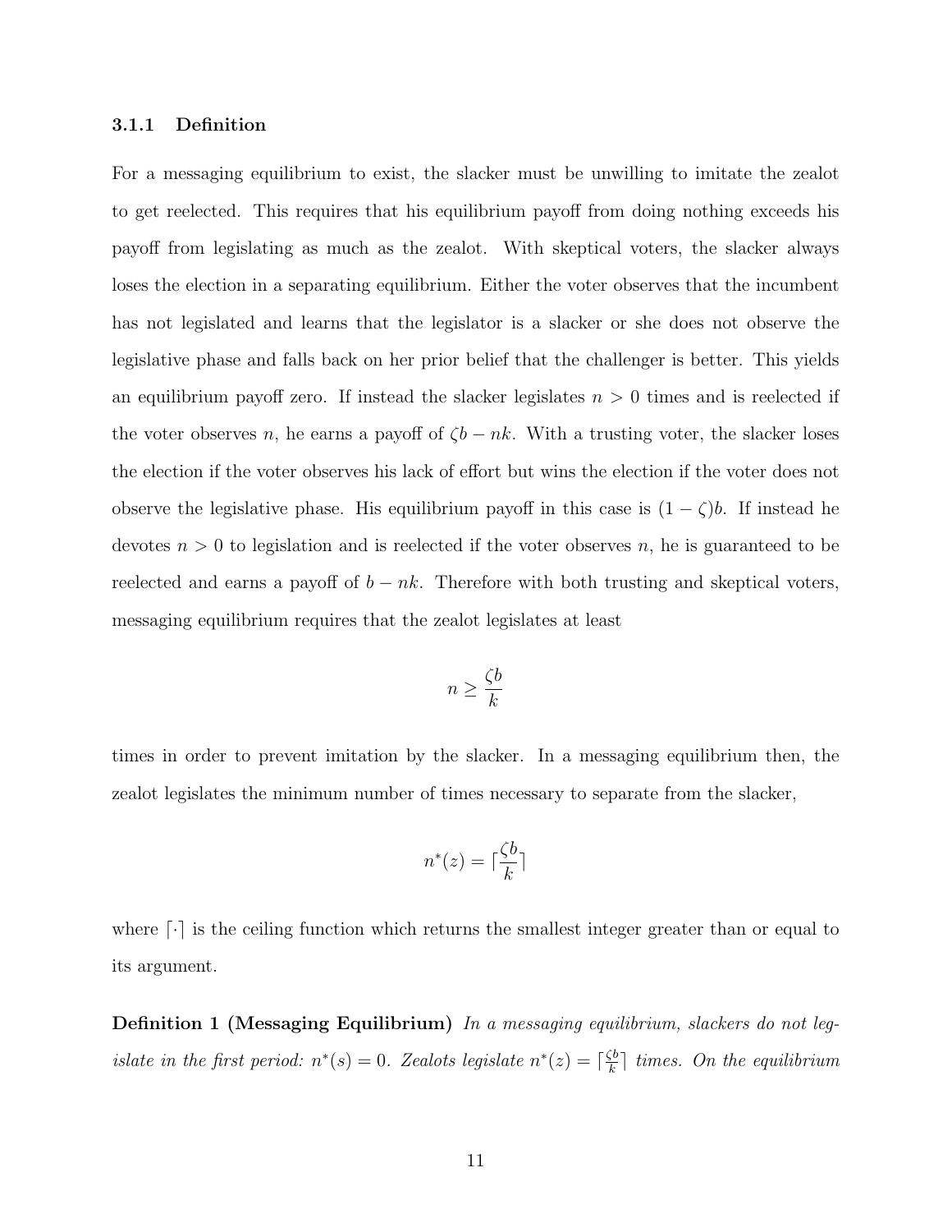#### 3.1.1 Definition

For a messaging equilibrium to exist, the slacker must be unwilling to imitate the zealot to get reelected. This requires that his equilibrium payoff from doing nothing exceeds his payoff from legislating as much as the zealot. With skeptical voters, the slacker always loses the election in a separating equilibrium. Either the voter observes that the incumbent has not legislated and learns that the legislator is a slacker or she does not observe the legislative phase and falls back on her prior belief that the challenger is better. This yields an equilibrium payoff zero. If instead the slacker legislates $n > 0$ times and is reelected if the voter observes $n$, he earns a payoff of $\zeta b - nk$. With a trusting voter, the slacker loses the election if the voter observes his lack of effort but wins the election if the voter does not observe the legislative phase. His equilibrium payoff in this case is $(1 - \zeta)b$. If instead he devotes $n > 0$ to legislation and is reelected if the voter observes $n$, he is guaranteed to be reelected and earns a payoff of $b - nk$. Therefore with both trusting and skeptical voters, messaging equilibrium requires that the zealot legislates at least

$$n \geq \frac{\zeta b}{k}$$

times in order to prevent imitation by the slacker. In a messaging equilibrium then, the zealot legislates the minimum number of times necessary to separate from the slacker,

$$n^*(z) = \lceil \frac{\zeta b}{k} \rceil$$

where $\lceil \cdot \rceil$ is the ceiling function which returns the smallest integer greater than or equal to its argument.

**Definition 1 (Messaging Equilibrium)** *In a messaging equilibrium, slackers do not legislate in the first period: $n^*(s) = 0$. Zealots legislate $n^*(z) = \lceil \frac{\zeta b}{k} \rceil$ times. On the equilibrium*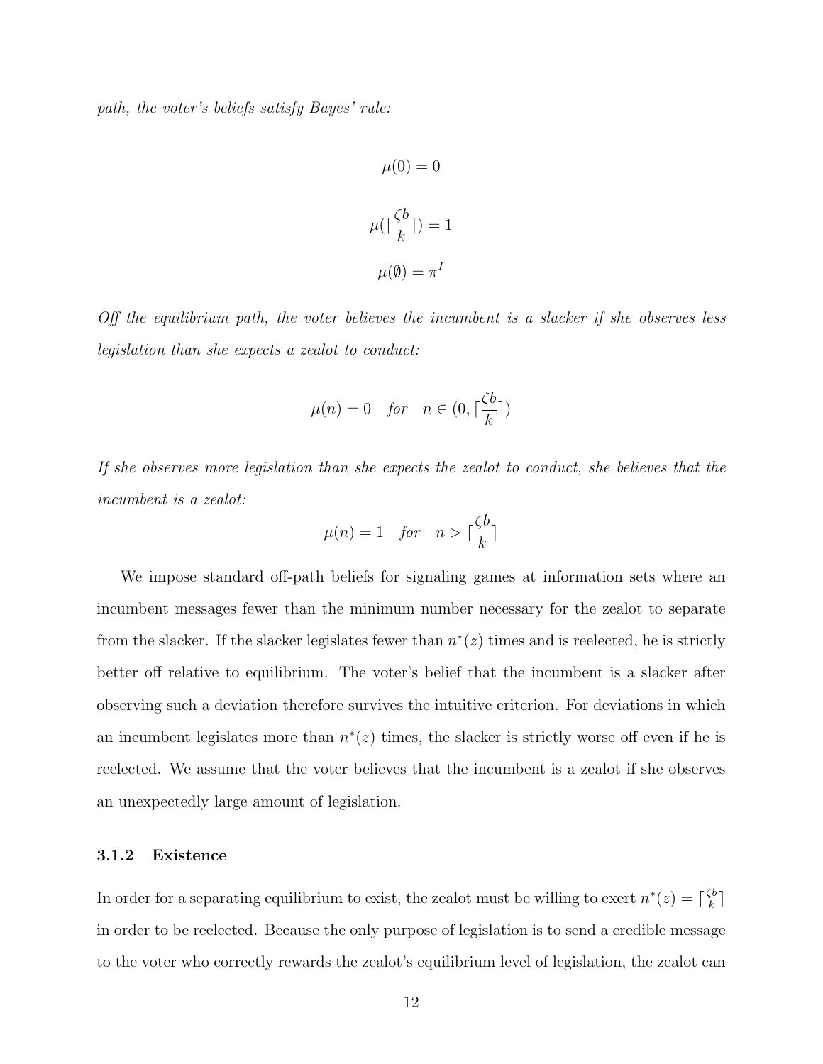*path, the voter's beliefs satisfy Bayes' rule:*

$$\mu(0) = 0$$

$$\mu(\lceil \frac{\zeta b}{k} \rceil) = 1$$

$$\mu(\emptyset) = \pi^I$$

*Off the equilibrium path, the voter believes the incumbent is a slacker if she observes less legislation than she expects a zealot to conduct:*

$$\mu(n) = 0 \quad for \quad n \in (0, \lceil \frac{\zeta b}{k} \rceil)$$

*If she observes more legislation than she expects the zealot to conduct, she believes that the incumbent is a zealot:*

$$\mu(n) = 1 \quad for \quad n > \lceil \frac{\zeta b}{k} \rceil$$

We impose standard off-path beliefs for signaling games at information sets where an incumbent messages fewer than the minimum number necessary for the zealot to separate from the slacker. If the slacker legislates fewer than $n^*(z)$ times and is reelected, he is strictly better off relative to equilibrium. The voter's belief that the incumbent is a slacker after observing such a deviation therefore survives the intuitive criterion. For deviations in which an incumbent legislates more than $n^*(z)$ times, the slacker is strictly worse off even if he is reelected. We assume that the voter believes that the incumbent is a zealot if she observes an unexpectedly large amount of legislation.

### 3.1.2 Existence

In order for a separating equilibrium to exist, the zealot must be willing to exert $n^*(z) = \lceil \frac{\zeta b}{k} \rceil$ in order to be reelected. Because the only purpose of legislation is to send a credible message to the voter who correctly rewards the zealot's equilibrium level of legislation, the zealot can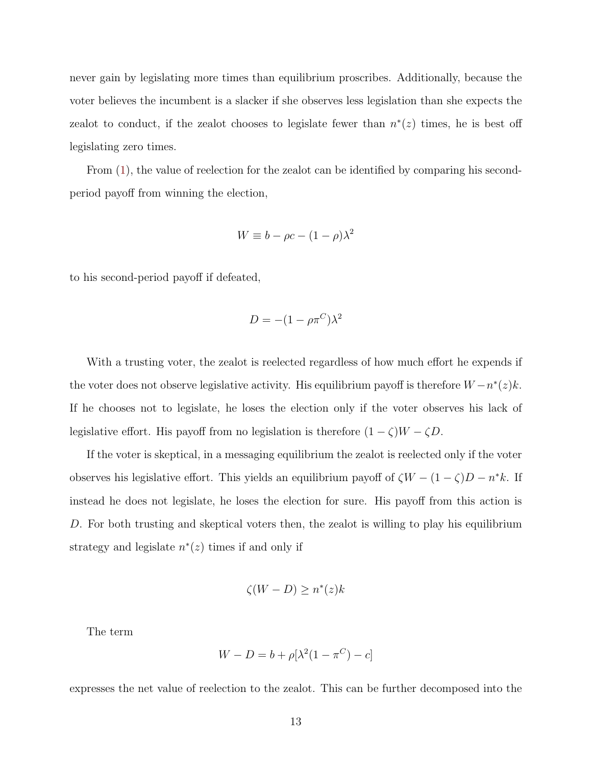never gain by legislating more times than equilibrium proscribes. Additionally, because the voter believes the incumbent is a slacker if she observes less legislation than she expects the zealot to conduct, if the zealot chooses to legislate fewer than $n^*(z)$ times, he is best off legislating zero times.

From (1), the value of reelection for the zealot can be identified by comparing his second-period payoff from winning the election,

$$W \equiv b - \rho c - (1-\rho)\lambda^2$$

to his second-period payoff if defeated,

$$D = -(1-\rho\pi^C)\lambda^2$$

With a trusting voter, the zealot is reelected regardless of how much effort he expends if the voter does not observe legislative activity. His equilibrium payoff is therefore $W - n^*(z)k$. If he chooses not to legislate, he loses the election only if the voter observes his lack of legislative effort. His payoff from no legislation is therefore $(1-\zeta)W - \zeta D$.

If the voter is skeptical, in a messaging equilibrium the zealot is reelected only if the voter observes his legislative effort. This yields an equilibrium payoff of $\zeta W - (1-\zeta)D - n^*k$. If instead he does not legislate, he loses the election for sure. His payoff from this action is $D$. For both trusting and skeptical voters then, the zealot is willing to play his equilibrium strategy and legislate $n^*(z)$ times if and only if

$$\zeta(W - D) \geq n^*(z)k$$

The term

$$W - D = b + \rho[\lambda^2(1-\pi^C) - c]$$

expresses the net value of reelection to the zealot. This can be further decomposed into the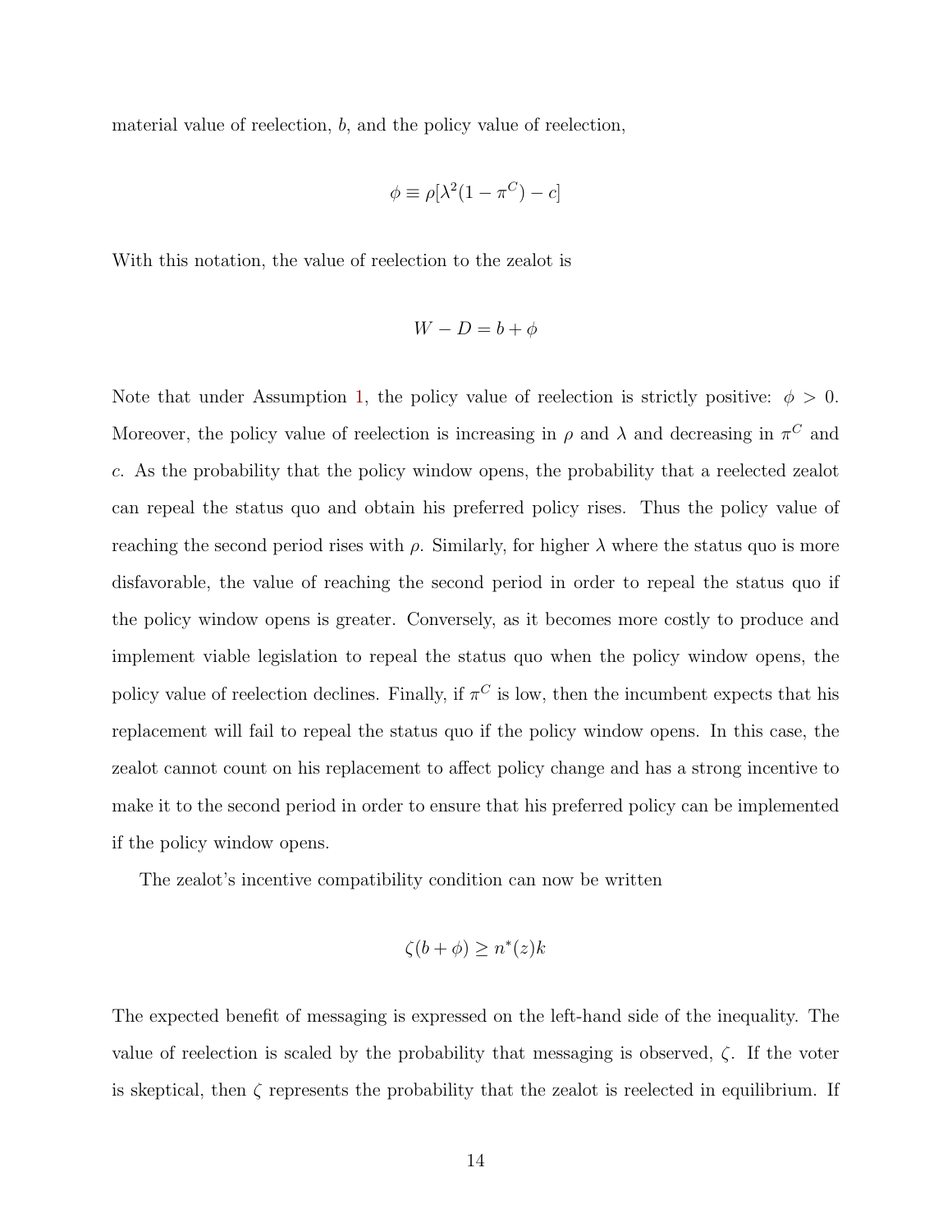material value of reelection, $b$, and the policy value of reelection,

$$\phi \equiv \rho[\lambda^2(1-\pi^C) - c]$$

With this notation, the value of reelection to the zealot is

$$W - D = b + \phi$$

Note that under Assumption 1, the policy value of reelection is strictly positive: $\phi > 0$. Moreover, the policy value of reelection is increasing in $\rho$ and $\lambda$ and decreasing in $\pi^C$ and $c$. As the probability that the policy window opens, the probability that a reelected zealot can repeal the status quo and obtain his preferred policy rises. Thus the policy value of reaching the second period rises with $\rho$. Similarly, for higher $\lambda$ where the status quo is more disfavorable, the value of reaching the second period in order to repeal the status quo if the policy window opens is greater. Conversely, as it becomes more costly to produce and implement viable legislation to repeal the status quo when the policy window opens, the policy value of reelection declines. Finally, if $\pi^C$ is low, then the incumbent expects that his replacement will fail to repeal the status quo if the policy window opens. In this case, the zealot cannot count on his replacement to affect policy change and has a strong incentive to make it to the second period in order to ensure that his preferred policy can be implemented if the policy window opens.

The zealot's incentive compatibility condition can now be written

$$\zeta(b + \phi) \geq n^*(z)k$$

The expected benefit of messaging is expressed on the left-hand side of the inequality. The value of reelection is scaled by the probability that messaging is observed, $\zeta$. If the voter is skeptical, then $\zeta$ represents the probability that the zealot is reelected in equilibrium. If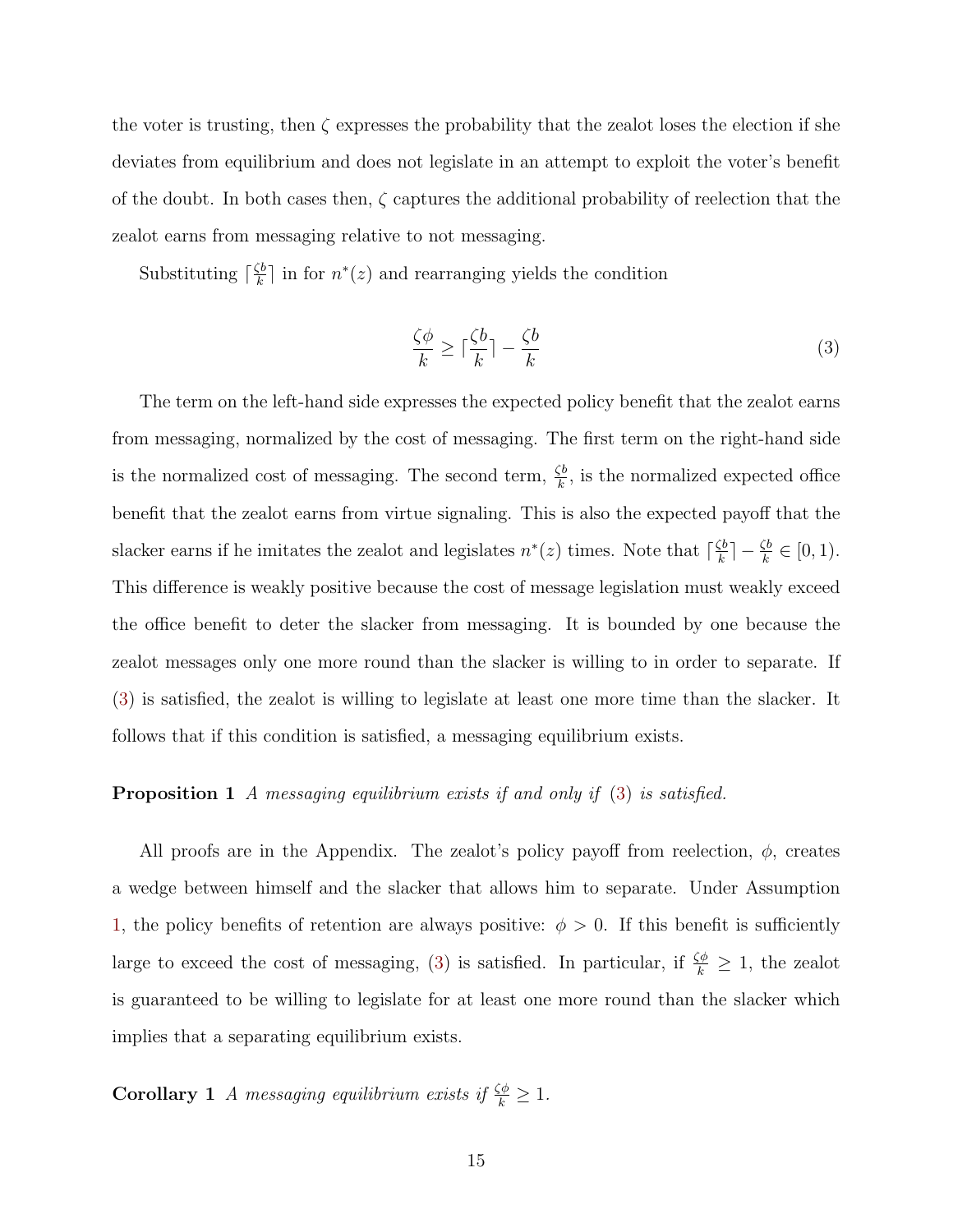the voter is trusting, then $\zeta$ expresses the probability that the zealot loses the election if she deviates from equilibrium and does not legislate in an attempt to exploit the voter's benefit of the doubt. In both cases then, $\zeta$ captures the additional probability of reelection that the zealot earns from messaging relative to not messaging.

Substituting $\lceil \frac{\zeta b}{k} \rceil$ in for $n^*(z)$ and rearranging yields the condition

$$\frac{\zeta \phi}{k} \geq \lceil \frac{\zeta b}{k} \rceil - \frac{\zeta b}{k} \tag{3}$$

The term on the left-hand side expresses the expected policy benefit that the zealot earns from messaging, normalized by the cost of messaging. The first term on the right-hand side is the normalized cost of messaging. The second term, $\frac{\zeta b}{k}$, is the normalized expected office benefit that the zealot earns from virtue signaling. This is also the expected payoff that the slacker earns if he imitates the zealot and legislates $n^*(z)$ times. Note that $\lceil \frac{\zeta b}{k} \rceil - \frac{\zeta b}{k} \in [0, 1)$. This difference is weakly positive because the cost of message legislation must weakly exceed the office benefit to deter the slacker from messaging. It is bounded by one because the zealot messages only one more round than the slacker is willing to in order to separate. If (3) is satisfied, the zealot is willing to legislate at least one more time than the slacker. It follows that if this condition is satisfied, a messaging equilibrium exists.

**Proposition 1** *A messaging equilibrium exists if and only if* (3) *is satisfied.*

All proofs are in the Appendix. The zealot's policy payoff from reelection, $\phi$, creates a wedge between himself and the slacker that allows him to separate. Under Assumption 1, the policy benefits of retention are always positive: $\phi > 0$. If this benefit is sufficiently large to exceed the cost of messaging, (3) is satisfied. In particular, if $\frac{\zeta \phi}{k} \geq 1$, the zealot is guaranteed to be willing to legislate for at least one more round than the slacker which implies that a separating equilibrium exists.

**Corollary 1** *A messaging equilibrium exists if* $\frac{\zeta \phi}{k} \geq 1$.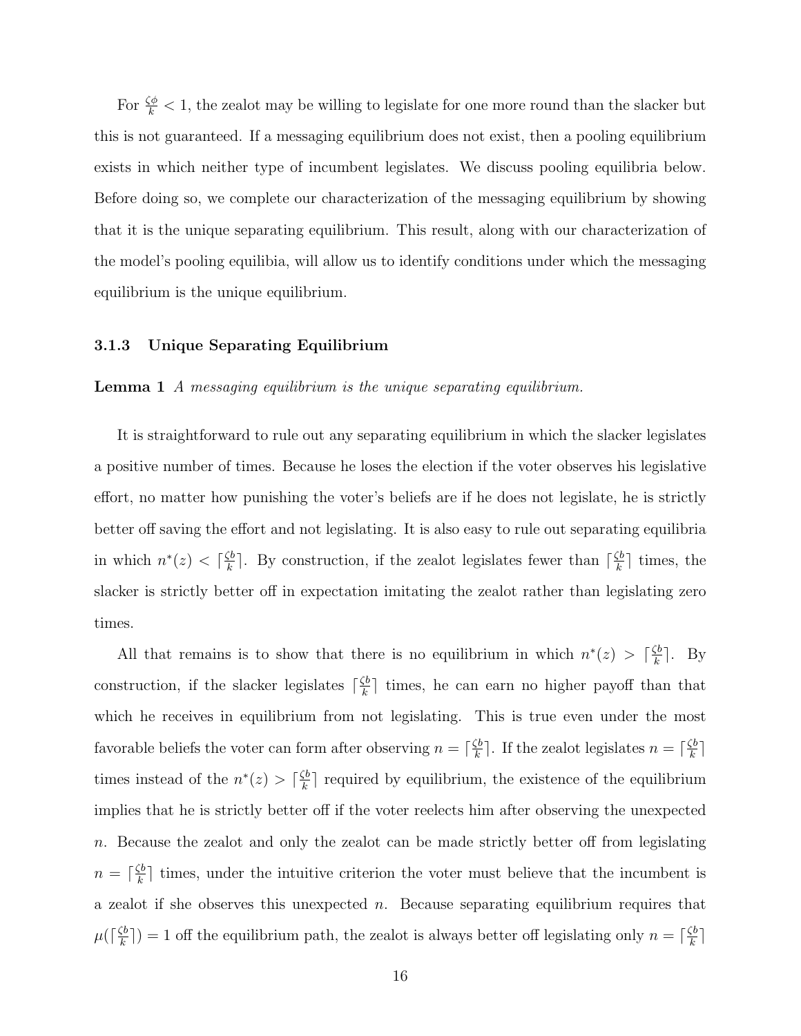For $\frac{\zeta\phi}{k} < 1$, the zealot may be willing to legislate for one more round than the slacker but this is not guaranteed. If a messaging equilibrium does not exist, then a pooling equilibrium exists in which neither type of incumbent legislates. We discuss pooling equilibria below. Before doing so, we complete our characterization of the messaging equilibrium by showing that it is the unique separating equilibrium. This result, along with our characterization of the model's pooling equilibia, will allow us to identify conditions under which the messaging equilibrium is the unique equilibrium.

### 3.1.3 Unique Separating Equilibrium

**Lemma 1** *A messaging equilibrium is the unique separating equilibrium.*

It is straightforward to rule out any separating equilibrium in which the slacker legislates a positive number of times. Because he loses the election if the voter observes his legislative effort, no matter how punishing the voter's beliefs are if he does not legislate, he is strictly better off saving the effort and not legislating. It is also easy to rule out separating equilibria in which $n^*(z) < \lceil \frac{\zeta b}{k} \rceil$. By construction, if the zealot legislates fewer than $\lceil \frac{\zeta b}{k} \rceil$ times, the slacker is strictly better off in expectation imitating the zealot rather than legislating zero times.

All that remains is to show that there is no equilibrium in which $n^*(z) > \lceil \frac{\zeta b}{k} \rceil$. By construction, if the slacker legislates $\lceil \frac{\zeta b}{k} \rceil$ times, he can earn no higher payoff than that which he receives in equilibrium from not legislating. This is true even under the most favorable beliefs the voter can form after observing $n = \lceil \frac{\zeta b}{k} \rceil$. If the zealot legislates $n = \lceil \frac{\zeta b}{k} \rceil$ times instead of the $n^*(z) > \lceil \frac{\zeta b}{k} \rceil$ required by equilibrium, the existence of the equilibrium implies that he is strictly better off if the voter reelects him after observing the unexpected $n$. Because the zealot and only the zealot can be made strictly better off from legislating $n = \lceil \frac{\zeta b}{k} \rceil$ times, under the intuitive criterion the voter must believe that the incumbent is a zealot if she observes this unexpected $n$. Because separating equilibrium requires that $\mu(\lceil \frac{\zeta b}{k} \rceil) = 1$ off the equilibrium path, the zealot is always better off legislating only $n = \lceil \frac{\zeta b}{k} \rceil$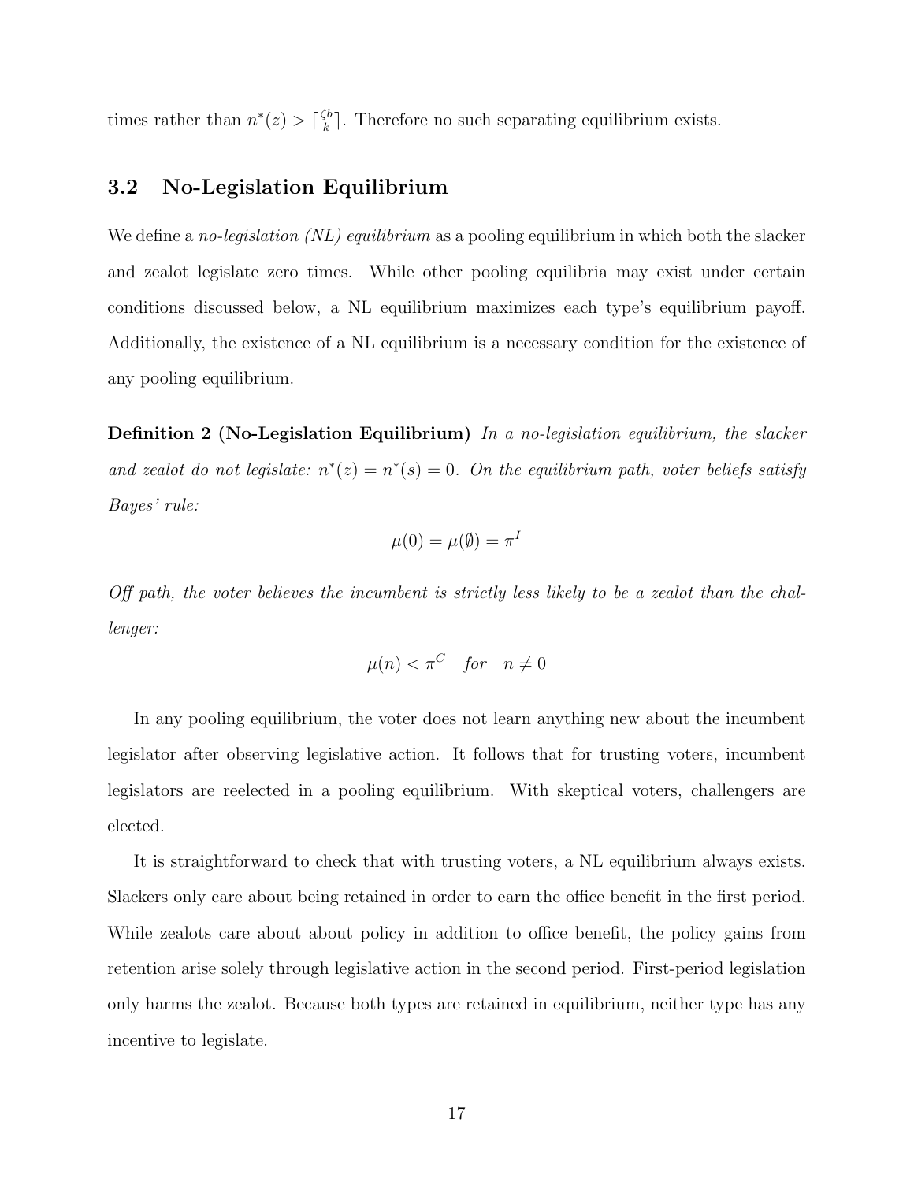times rather than $n^*(z) > \lceil \frac{\zeta b}{k} \rceil$. Therefore no such separating equilibrium exists.

### 3.2 No-Legislation Equilibrium

We define a *no-legislation (NL) equilibrium* as a pooling equilibrium in which both the slacker and zealot legislate zero times. While other pooling equilibria may exist under certain conditions discussed below, a NL equilibrium maximizes each type's equilibrium payoff. Additionally, the existence of a NL equilibrium is a necessary condition for the existence of any pooling equilibrium.

**Definition 2 (No-Legislation Equilibrium)** *In a no-legislation equilibrium, the slacker and zealot do not legislate: $n^*(z) = n^*(s) = 0$. On the equilibrium path, voter beliefs satisfy Bayes' rule:*

$$\mu(0) = \mu(\emptyset) = \pi^I$$

*Off path, the voter believes the incumbent is strictly less likely to be a zealot than the challenger:*

$$\mu(n) < \pi^C \quad for \quad n \neq 0$$

In any pooling equilibrium, the voter does not learn anything new about the incumbent legislator after observing legislative action. It follows that for trusting voters, incumbent legislators are reelected in a pooling equilibrium. With skeptical voters, challengers are elected.

It is straightforward to check that with trusting voters, a NL equilibrium always exists. Slackers only care about being retained in order to earn the office benefit in the first period. While zealots care about about policy in addition to office benefit, the policy gains from retention arise solely through legislative action in the second period. First-period legislation only harms the zealot. Because both types are retained in equilibrium, neither type has any incentive to legislate.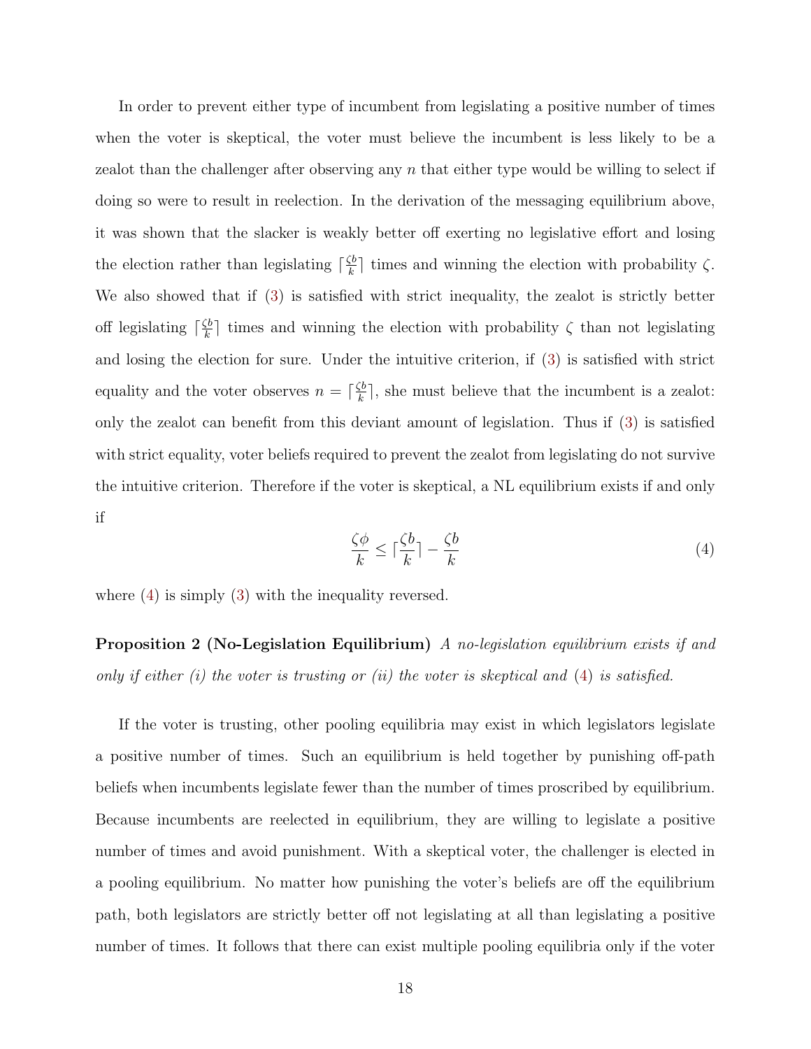In order to prevent either type of incumbent from legislating a positive number of times when the voter is skeptical, the voter must believe the incumbent is less likely to be a zealot than the challenger after observing any $n$ that either type would be willing to select if doing so were to result in reelection. In the derivation of the messaging equilibrium above, it was shown that the slacker is weakly better off exerting no legislative effort and losing the election rather than legislating $\lceil \frac{\zeta b}{k} \rceil$ times and winning the election with probability $\zeta$. We also showed that if (3) is satisfied with strict inequality, the zealot is strictly better off legislating $\lceil \frac{\zeta b}{k} \rceil$ times and winning the election with probability $\zeta$ than not legislating and losing the election for sure. Under the intuitive criterion, if (3) is satisfied with strict equality and the voter observes $n = \lceil \frac{\zeta b}{k} \rceil$, she must believe that the incumbent is a zealot: only the zealot can benefit from this deviant amount of legislation. Thus if (3) is satisfied with strict equality, voter beliefs required to prevent the zealot from legislating do not survive the intuitive criterion. Therefore if the voter is skeptical, a NL equilibrium exists if and only if

$$\frac{\zeta \phi}{k} \leq \lceil \frac{\zeta b}{k} \rceil - \frac{\zeta b}{k} \tag{4}$$

where (4) is simply (3) with the inequality reversed.

**Proposition 2 (No-Legislation Equilibrium)** *A no-legislation equilibrium exists if and only if either (i) the voter is trusting or (ii) the voter is skeptical and* (4) *is satisfied.*

If the voter is trusting, other pooling equilibria may exist in which legislators legislate a positive number of times. Such an equilibrium is held together by punishing off-path beliefs when incumbents legislate fewer than the number of times proscribed by equilibrium. Because incumbents are reelected in equilibrium, they are willing to legislate a positive number of times and avoid punishment. With a skeptical voter, the challenger is elected in a pooling equilibrium. No matter how punishing the voter's beliefs are off the equilibrium path, both legislators are strictly better off not legislating at all than legislating a positive number of times. It follows that there can exist multiple pooling equilibria only if the voter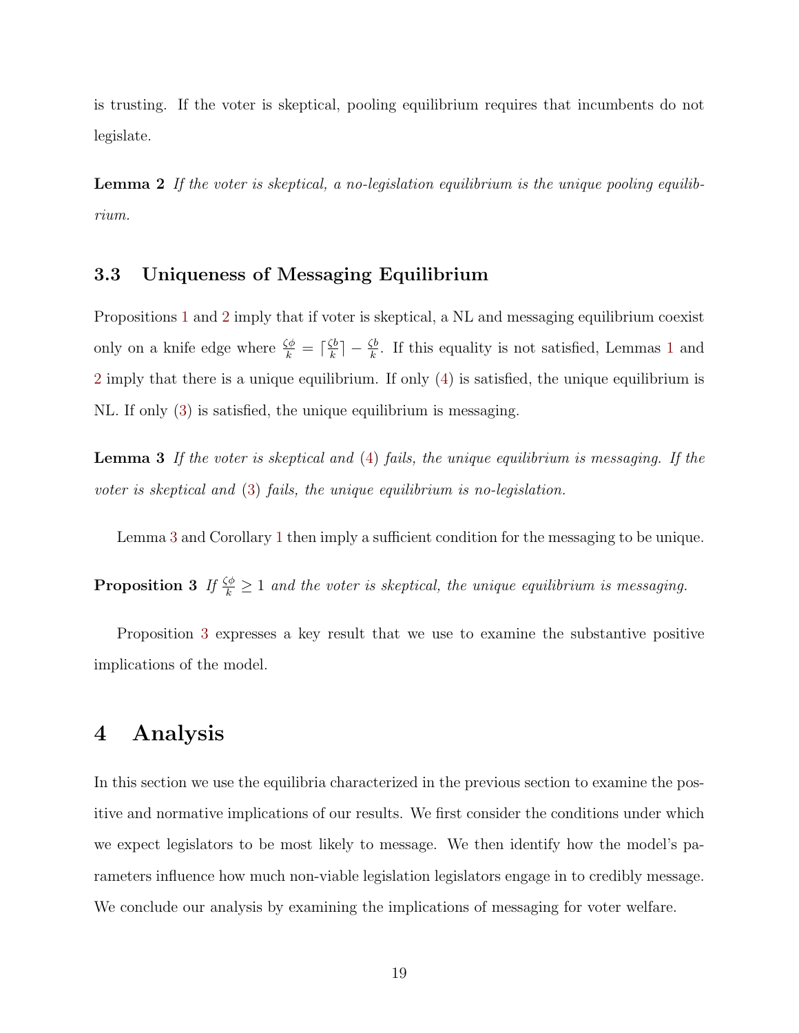is trusting. If the voter is skeptical, pooling equilibrium requires that incumbents do not legislate.

**Lemma 2** *If the voter is skeptical, a no-legislation equilibrium is the unique pooling equilibrium.*

### 3.3 Uniqueness of Messaging Equilibrium

Propositions 1 and 2 imply that if voter is skeptical, a NL and messaging equilibrium coexist only on a knife edge where $\frac{\zeta\phi}{k} = \lceil\frac{\zeta b}{k}\rceil - \frac{\zeta b}{k}$. If this equality is not satisfied, Lemmas 1 and 2 imply that there is a unique equilibrium. If only (4) is satisfied, the unique equilibrium is NL. If only (3) is satisfied, the unique equilibrium is messaging.

**Lemma 3** *If the voter is skeptical and* (4) *fails, the unique equilibrium is messaging. If the voter is skeptical and* (3) *fails, the unique equilibrium is no-legislation.*

Lemma 3 and Corollary 1 then imply a sufficient condition for the messaging to be unique.

**Proposition 3** *If* $\frac{\zeta\phi}{k} \geq 1$ *and the voter is skeptical, the unique equilibrium is messaging.*

Proposition 3 expresses a key result that we use to examine the substantive positive implications of the model.

## 4 Analysis

In this section we use the equilibria characterized in the previous section to examine the positive and normative implications of our results. We first consider the conditions under which we expect legislators to be most likely to message. We then identify how the model's parameters influence how much non-viable legislation legislators engage in to credibly message. We conclude our analysis by examining the implications of messaging for voter welfare.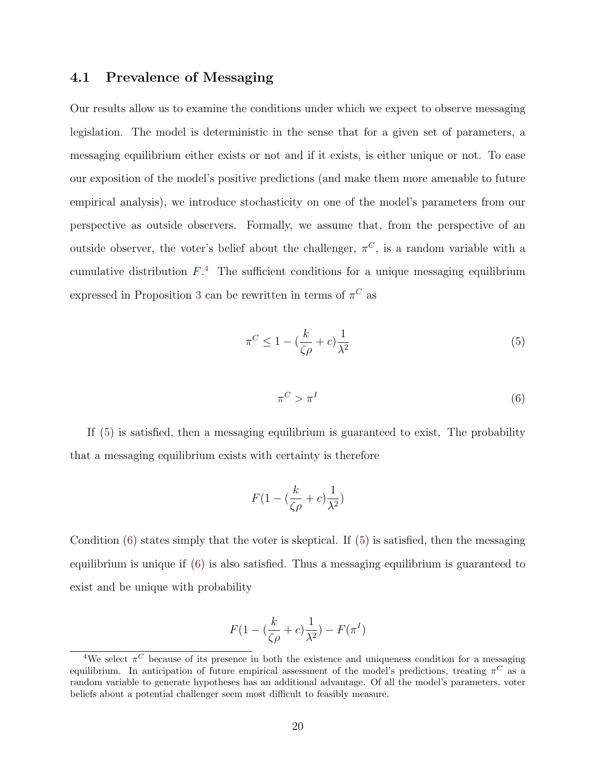### 4.1 Prevalence of Messaging

Our results allow us to examine the conditions under which we expect to observe messaging legislation. The model is deterministic in the sense that for a given set of parameters, a messaging equilibrium either exists or not and if it exists, is either unique or not. To ease our exposition of the model's positive predictions (and make them more amenable to future empirical analysis), we introduce stochasticity on one of the model's parameters from our perspective as outside observers. Formally, we assume that, from the perspective of an outside observer, the voter's belief about the challenger, $\pi^C$, is a random variable with a cumulative distribution $F$.[4] The sufficient conditions for a unique messaging equilibrium expressed in Proposition 3 can be rewritten in terms of $\pi^C$ as

$$\pi^C \leq 1 - (\frac{k}{\zeta\rho} + c)\frac{1}{\lambda^2} \tag{5}$$

$$\pi^C > \pi^I \tag{6}$$

If (5) is satisfied, then a messaging equilibrium is guaranteed to exist. The probability that a messaging equilibrium exists with certainty is therefore

$$F(1 - (\frac{k}{\zeta\rho} + c)\frac{1}{\lambda^2})$$

Condition (6) states simply that the voter is skeptical. If (5) is satisfied, then the messaging equilibrium is unique if (6) is also satisfied. Thus a messaging equilibrium is guaranteed to exist and be unique with probability

$$F(1 - (\frac{k}{\zeta\rho} + c)\frac{1}{\lambda^2}) - F(\pi^I)$$

[4] We select $\pi^C$ because of its presence in both the existence and uniqueness condition for a messaging equilibrium. In anticipation of future empirical assessment of the model's predictions, treating $\pi^C$ as a random variable to generate hypotheses has an additional advantage. Of all the model's parameters, voter beliefs about a potential challenger seem most difficult to feasibly measure.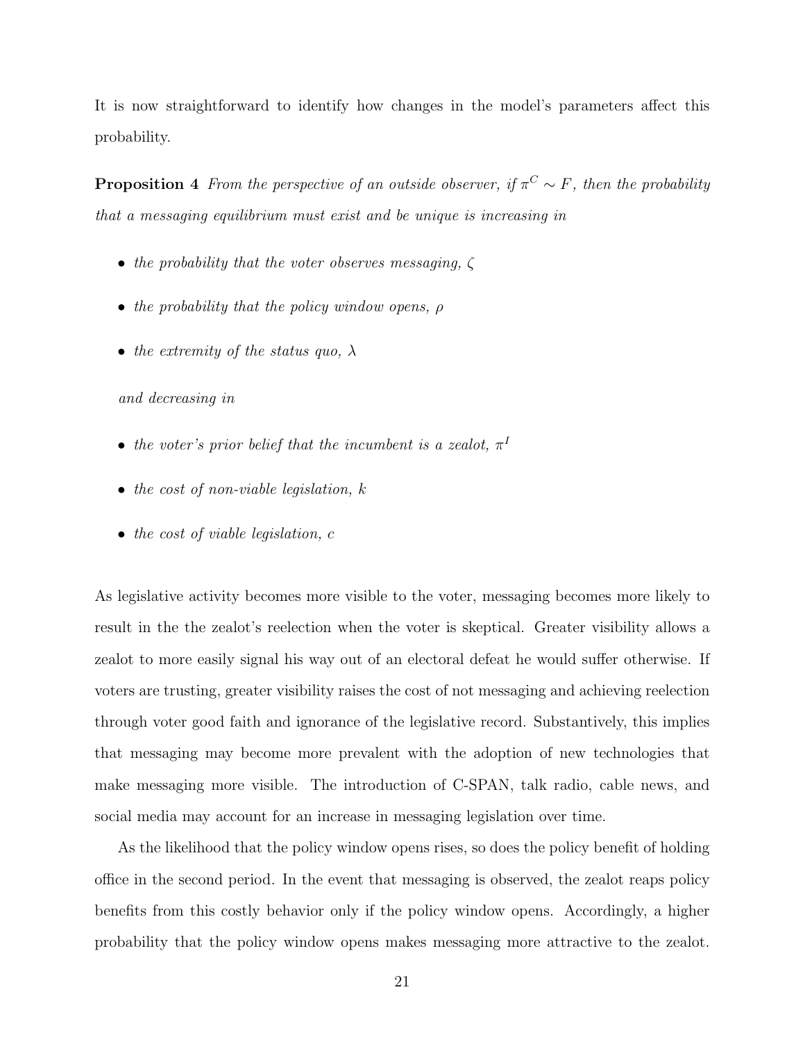It is now straightforward to identify how changes in the model's parameters affect this probability.

**Proposition 4** *From the perspective of an outside observer, if $\pi^C \sim F$, then the probability that a messaging equilibrium must exist and be unique is increasing in*

- *the probability that the voter observes messaging, $\zeta$*
- *the probability that the policy window opens, $\rho$*
- *the extremity of the status quo, $\lambda$*

*and decreasing in*

- *the voter's prior belief that the incumbent is a zealot, $\pi^I$*
- *the cost of non-viable legislation, $k$*
- *the cost of viable legislation, $c$*

As legislative activity becomes more visible to the voter, messaging becomes more likely to result in the the zealot's reelection when the voter is skeptical. Greater visibility allows a zealot to more easily signal his way out of an electoral defeat he would suffer otherwise. If voters are trusting, greater visibility raises the cost of not messaging and achieving reelection through voter good faith and ignorance of the legislative record. Substantively, this implies that messaging may become more prevalent with the adoption of new technologies that make messaging more visible. The introduction of C-SPAN, talk radio, cable news, and social media may account for an increase in messaging legislation over time.

As the likelihood that the policy window opens rises, so does the policy benefit of holding office in the second period. In the event that messaging is observed, the zealot reaps policy benefits from this costly behavior only if the policy window opens. Accordingly, a higher probability that the policy window opens makes messaging more attractive to the zealot.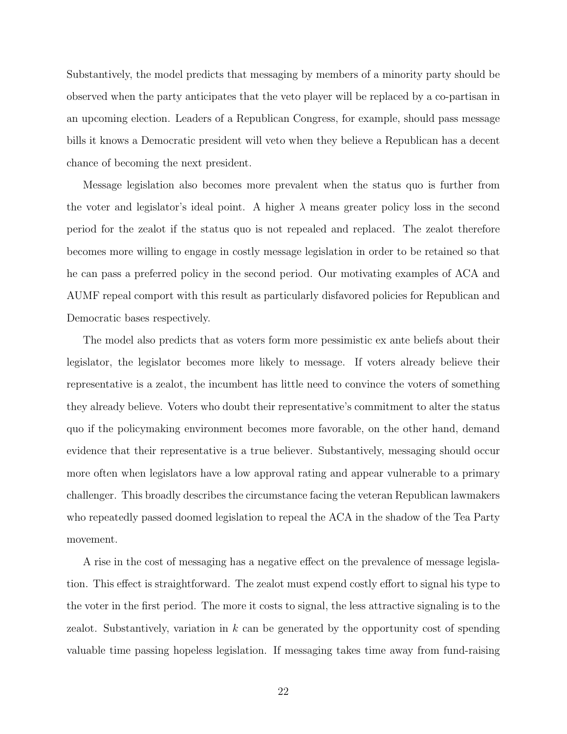Substantively, the model predicts that messaging by members of a minority party should be observed when the party anticipates that the veto player will be replaced by a co-partisan in an upcoming election. Leaders of a Republican Congress, for example, should pass message bills it knows a Democratic president will veto when they believe a Republican has a decent chance of becoming the next president.

Message legislation also becomes more prevalent when the status quo is further from the voter and legislator's ideal point. A higher $\lambda$ means greater policy loss in the second period for the zealot if the status quo is not repealed and replaced. The zealot therefore becomes more willing to engage in costly message legislation in order to be retained so that he can pass a preferred policy in the second period. Our motivating examples of ACA and AUMF repeal comport with this result as particularly disfavored policies for Republican and Democratic bases respectively.

The model also predicts that as voters form more pessimistic ex ante beliefs about their legislator, the legislator becomes more likely to message. If voters already believe their representative is a zealot, the incumbent has little need to convince the voters of something they already believe. Voters who doubt their representative's commitment to alter the status quo if the policymaking environment becomes more favorable, on the other hand, demand evidence that their representative is a true believer. Substantively, messaging should occur more often when legislators have a low approval rating and appear vulnerable to a primary challenger. This broadly describes the circumstance facing the veteran Republican lawmakers who repeatedly passed doomed legislation to repeal the ACA in the shadow of the Tea Party movement.

A rise in the cost of messaging has a negative effect on the prevalence of message legislation. This effect is straightforward. The zealot must expend costly effort to signal his type to the voter in the first period. The more it costs to signal, the less attractive signaling is to the zealot. Substantively, variation in $k$ can be generated by the opportunity cost of spending valuable time passing hopeless legislation. If messaging takes time away from fund-raising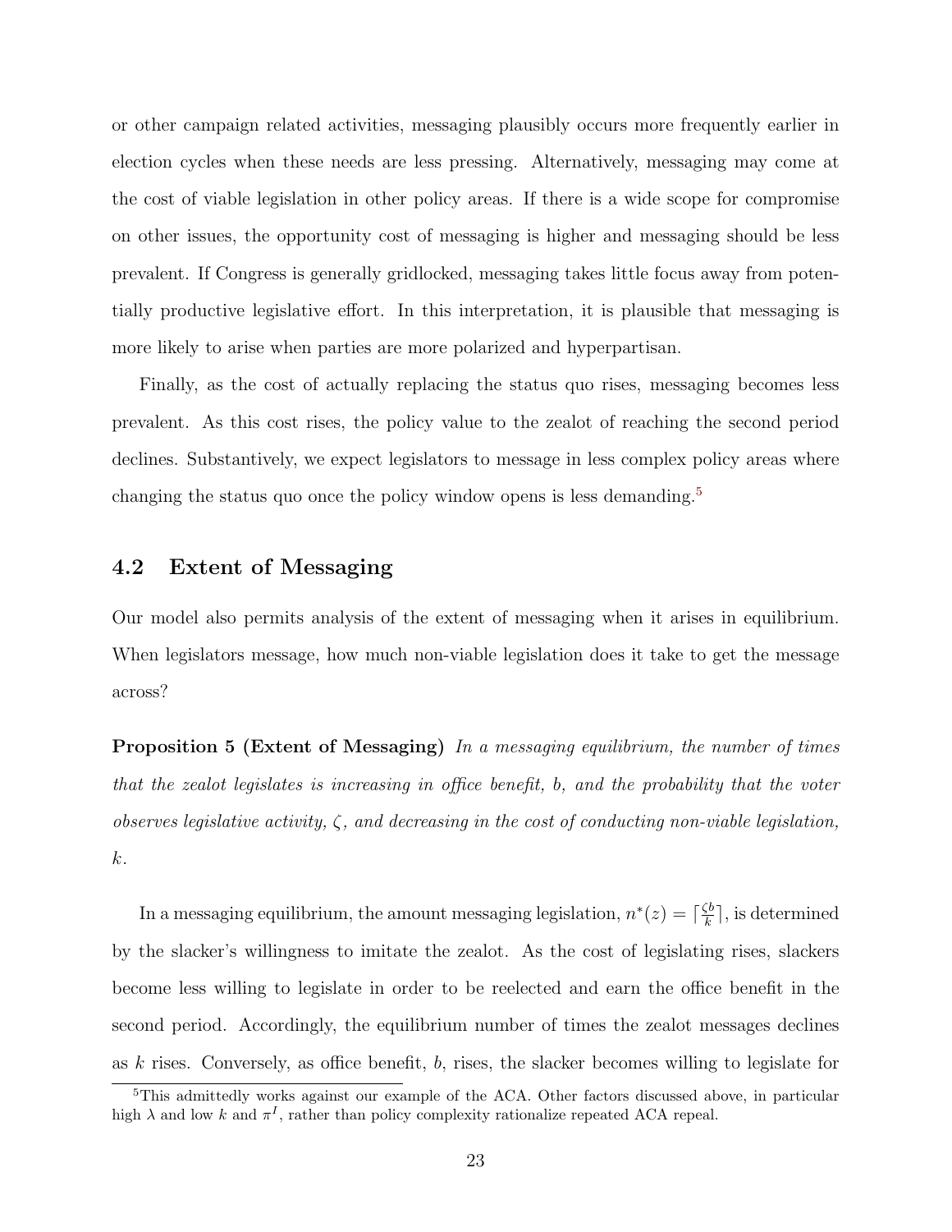or other campaign related activities, messaging plausibly occurs more frequently earlier in election cycles when these needs are less pressing. Alternatively, messaging may come at the cost of viable legislation in other policy areas. If there is a wide scope for compromise on other issues, the opportunity cost of messaging is higher and messaging should be less prevalent. If Congress is generally gridlocked, messaging takes little focus away from potentially productive legislative effort. In this interpretation, it is plausible that messaging is more likely to arise when parties are more polarized and hyperpartisan.

Finally, as the cost of actually replacing the status quo rises, messaging becomes less prevalent. As this cost rises, the policy value to the zealot of reaching the second period declines. Substantively, we expect legislators to message in less complex policy areas where changing the status quo once the policy window opens is less demanding.[5]

## 4.2 Extent of Messaging

Our model also permits analysis of the extent of messaging when it arises in equilibrium. When legislators message, how much non-viable legislation does it take to get the message across?

**Proposition 5 (Extent of Messaging)** *In a messaging equilibrium, the number of times that the zealot legislates is increasing in office benefit, $b$, and the probability that the voter observes legislative activity, $\zeta$, and decreasing in the cost of conducting non-viable legislation, $k$.*

In a messaging equilibrium, the amount messaging legislation, $n^*(z) = \lceil \frac{\zeta b}{k} \rceil$, is determined by the slacker's willingness to imitate the zealot. As the cost of legislating rises, slackers become less willing to legislate in order to be reelected and earn the office benefit in the second period. Accordingly, the equilibrium number of times the zealot messages declines as $k$ rises. Conversely, as office benefit, $b$, rises, the slacker becomes willing to legislate for

[5] This admittedly works against our example of the ACA. Other factors discussed above, in particular high $\lambda$ and low $k$ and $\pi^I$, rather than policy complexity rationalize repeated ACA repeal.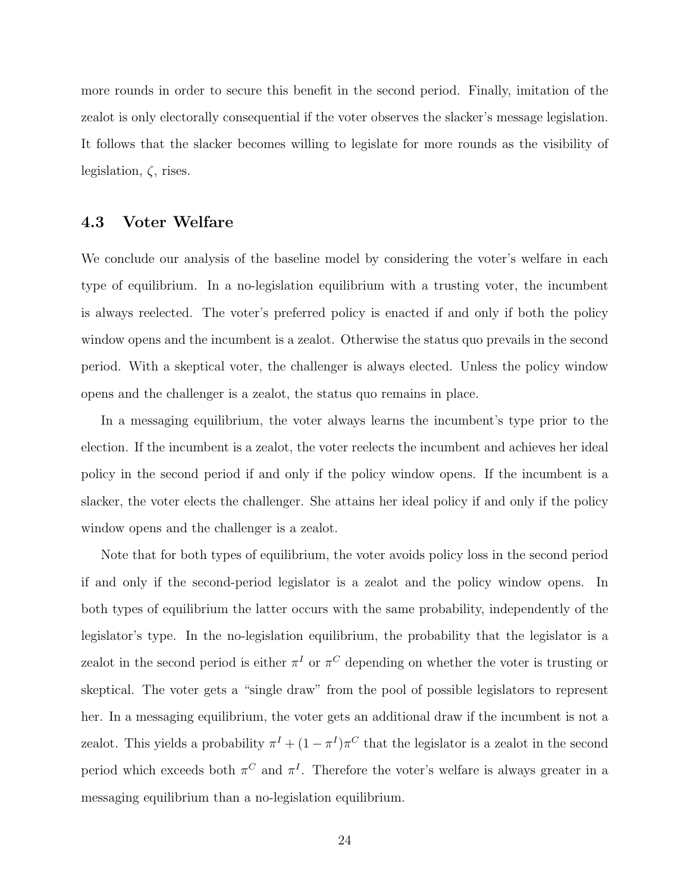more rounds in order to secure this benefit in the second period. Finally, imitation of the zealot is only electorally consequential if the voter observes the slacker's message legislation. It follows that the slacker becomes willing to legislate for more rounds as the visibility of legislation, $\zeta$, rises.

### 4.3 Voter Welfare

We conclude our analysis of the baseline model by considering the voter's welfare in each type of equilibrium. In a no-legislation equilibrium with a trusting voter, the incumbent is always reelected. The voter's preferred policy is enacted if and only if both the policy window opens and the incumbent is a zealot. Otherwise the status quo prevails in the second period. With a skeptical voter, the challenger is always elected. Unless the policy window opens and the challenger is a zealot, the status quo remains in place.

In a messaging equilibrium, the voter always learns the incumbent's type prior to the election. If the incumbent is a zealot, the voter reelects the incumbent and achieves her ideal policy in the second period if and only if the policy window opens. If the incumbent is a slacker, the voter elects the challenger. She attains her ideal policy if and only if the policy window opens and the challenger is a zealot.

Note that for both types of equilibrium, the voter avoids policy loss in the second period if and only if the second-period legislator is a zealot and the policy window opens. In both types of equilibrium the latter occurs with the same probability, independently of the legislator's type. In the no-legislation equilibrium, the probability that the legislator is a zealot in the second period is either $\pi^I$ or $\pi^C$ depending on whether the voter is trusting or skeptical. The voter gets a "single draw" from the pool of possible legislators to represent her. In a messaging equilibrium, the voter gets an additional draw if the incumbent is not a zealot. This yields a probability $\pi^I + (1 - \pi^I)\pi^C$ that the legislator is a zealot in the second period which exceeds both $\pi^C$ and $\pi^I$. Therefore the voter's welfare is always greater in a messaging equilibrium than a no-legislation equilibrium.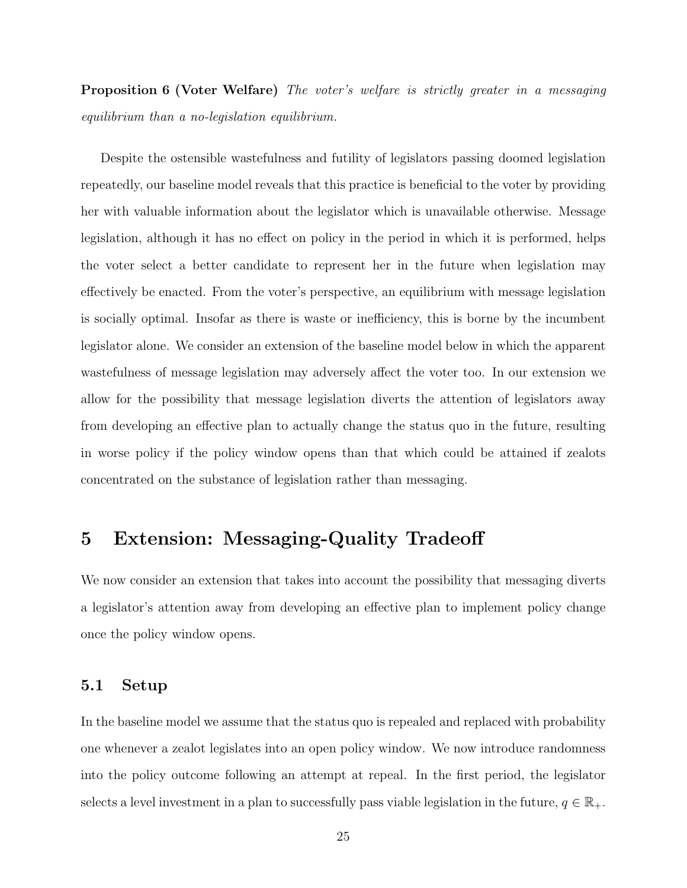**Proposition 6 (Voter Welfare)** *The voter's welfare is strictly greater in a messaging equilibrium than a no-legislation equilibrium.*

Despite the ostensible wastefulness and futility of legislators passing doomed legislation repeatedly, our baseline model reveals that this practice is beneficial to the voter by providing her with valuable information about the legislator which is unavailable otherwise. Message legislation, although it has no effect on policy in the period in which it is performed, helps the voter select a better candidate to represent her in the future when legislation may effectively be enacted. From the voter's perspective, an equilibrium with message legislation is socially optimal. Insofar as there is waste or inefficiency, this is borne by the incumbent legislator alone. We consider an extension of the baseline model below in which the apparent wastefulness of message legislation may adversely affect the voter too. In our extension we allow for the possibility that message legislation diverts the attention of legislators away from developing an effective plan to actually change the status quo in the future, resulting in worse policy if the policy window opens than that which could be attained if zealots concentrated on the substance of legislation rather than messaging.

# 5 Extension: Messaging-Quality Tradeoff

We now consider an extension that takes into account the possibility that messaging diverts a legislator's attention away from developing an effective plan to implement policy change once the policy window opens.

## 5.1 Setup

In the baseline model we assume that the status quo is repealed and replaced with probability one whenever a zealot legislates into an open policy window. We now introduce randomness into the policy outcome following an attempt at repeal. In the first period, the legislator selects a level investment in a plan to successfully pass viable legislation in the future, $q \in \mathbb{R}_+$.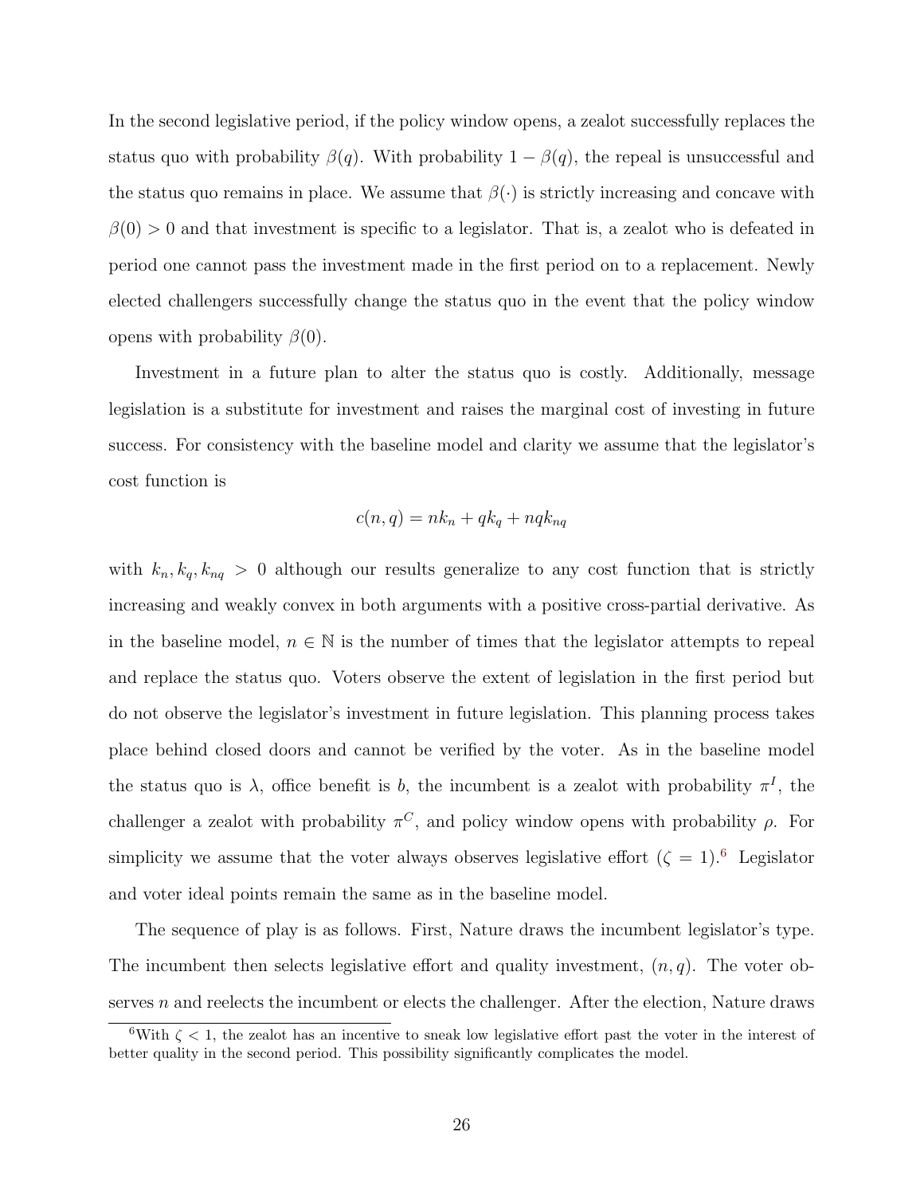In the second legislative period, if the policy window opens, a zealot successfully replaces the status quo with probability $\beta(q)$. With probability $1 - \beta(q)$, the repeal is unsuccessful and the status quo remains in place. We assume that $\beta(\cdot)$ is strictly increasing and concave with $\beta(0) > 0$ and that investment is specific to a legislator. That is, a zealot who is defeated in period one cannot pass the investment made in the first period on to a replacement. Newly elected challengers successfully change the status quo in the event that the policy window opens with probability $\beta(0)$.

Investment in a future plan to alter the status quo is costly. Additionally, message legislation is a substitute for investment and raises the marginal cost of investing in future success. For consistency with the baseline model and clarity we assume that the legislator's cost function is

$$c(n, q) = nk_n + qk_q + nqk_{nq}$$

with $k_n, k_q, k_{nq} > 0$ although our results generalize to any cost function that is strictly increasing and weakly convex in both arguments with a positive cross-partial derivative. As in the baseline model, $n \in \mathbb{N}$ is the number of times that the legislator attempts to repeal and replace the status quo. Voters observe the extent of legislation in the first period but do not observe the legislator's investment in future legislation. This planning process takes place behind closed doors and cannot be verified by the voter. As in the baseline model the status quo is $\lambda$, office benefit is $b$, the incumbent is a zealot with probability $\pi^I$, the challenger a zealot with probability $\pi^C$, and policy window opens with probability $\rho$. For simplicity we assume that the voter always observes legislative effort ($\zeta = 1$).[6] Legislator and voter ideal points remain the same as in the baseline model.

The sequence of play is as follows. First, Nature draws the incumbent legislator's type. The incumbent then selects legislative effort and quality investment, $(n, q)$. The voter observes $n$ and reelects the incumbent or elects the challenger. After the election, Nature draws

[6] With $\zeta < 1$, the zealot has an incentive to sneak low legislative effort past the voter in the interest of better quality in the second period. This possibility significantly complicates the model.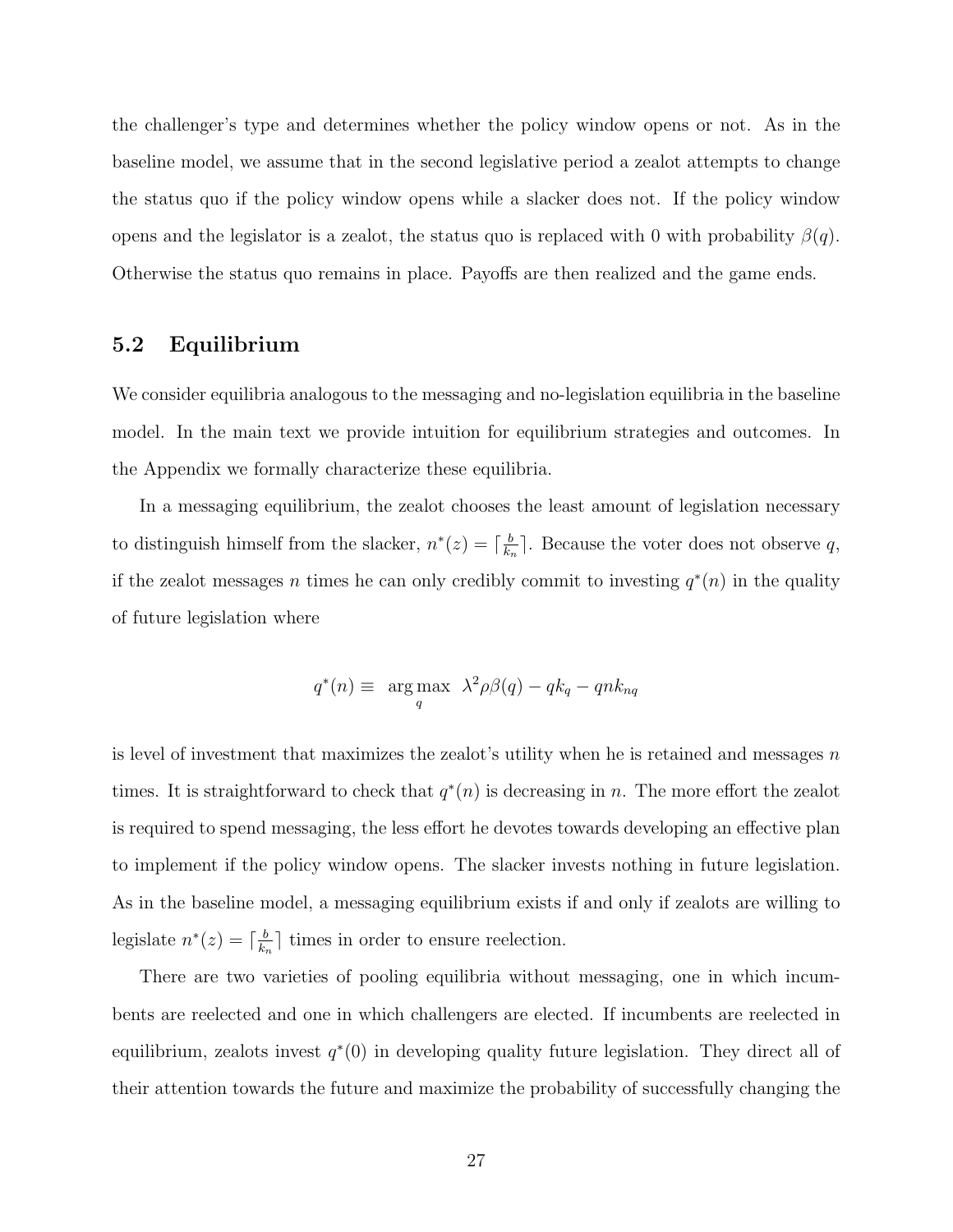the challenger's type and determines whether the policy window opens or not. As in the baseline model, we assume that in the second legislative period a zealot attempts to change the status quo if the policy window opens while a slacker does not. If the policy window opens and the legislator is a zealot, the status quo is replaced with 0 with probability $\beta(q)$. Otherwise the status quo remains in place. Payoffs are then realized and the game ends.

## 5.2 Equilibrium

We consider equilibria analogous to the messaging and no-legislation equilibria in the baseline model. In the main text we provide intuition for equilibrium strategies and outcomes. In the Appendix we formally characterize these equilibria.

In a messaging equilibrium, the zealot chooses the least amount of legislation necessary to distinguish himself from the slacker, $n^*(z) = \lceil \frac{b}{k_n} \rceil$. Because the voter does not observe $q$, if the zealot messages $n$ times he can only credibly commit to investing $q^*(n)$ in the quality of future legislation where

$$q^*(n) \equiv \underset{q}{\arg\max} \;\; \lambda^2 \rho \beta(q) - q k_q - q n k_{nq}$$

is level of investment that maximizes the zealot's utility when he is retained and messages $n$ times. It is straightforward to check that $q^*(n)$ is decreasing in $n$. The more effort the zealot is required to spend messaging, the less effort he devotes towards developing an effective plan to implement if the policy window opens. The slacker invests nothing in future legislation. As in the baseline model, a messaging equilibrium exists if and only if zealots are willing to legislate $n^*(z) = \lceil \frac{b}{k_n} \rceil$ times in order to ensure reelection.

There are two varieties of pooling equilibria without messaging, one in which incumbents are reelected and one in which challengers are elected. If incumbents are reelected in equilibrium, zealots invest $q^*(0)$ in developing quality future legislation. They direct all of their attention towards the future and maximize the probability of successfully changing the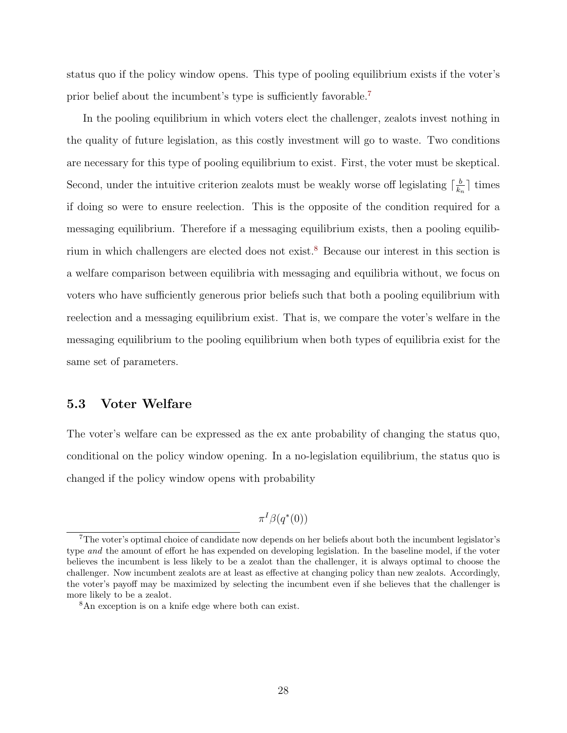status quo if the policy window opens. This type of pooling equilibrium exists if the voter's prior belief about the incumbent's type is sufficiently favorable.[7]

In the pooling equilibrium in which voters elect the challenger, zealots invest nothing in the quality of future legislation, as this costly investment will go to waste. Two conditions are necessary for this type of pooling equilibrium to exist. First, the voter must be skeptical. Second, under the intuitive criterion zealots must be weakly worse off legislating $\lceil \frac{b}{k_n} \rceil$ times if doing so were to ensure reelection. This is the opposite of the condition required for a messaging equilibrium. Therefore if a messaging equilibrium exists, then a pooling equilibrium in which challengers are elected does not exist.[8] Because our interest in this section is a welfare comparison between equilibria with messaging and equilibria without, we focus on voters who have sufficiently generous prior beliefs such that both a pooling equilibrium with reelection and a messaging equilibrium exist. That is, we compare the voter's welfare in the messaging equilibrium to the pooling equilibrium when both types of equilibria exist for the same set of parameters.

### 5.3 Voter Welfare

The voter's welfare can be expressed as the ex ante probability of changing the status quo, conditional on the policy window opening. In a no-legislation equilibrium, the status quo is changed if the policy window opens with probability

$$\pi^I \beta(q^*(0))$$

[7] The voter's optimal choice of candidate now depends on her beliefs about both the incumbent legislator's type *and* the amount of effort he has expended on developing legislation. In the baseline model, if the voter believes the incumbent is less likely to be a zealot than the challenger, it is always optimal to choose the challenger. Now incumbent zealots are at least as effective at changing policy than new zealots. Accordingly, the voter's payoff may be maximized by selecting the incumbent even if she believes that the challenger is more likely to be a zealot.

[8] An exception is on a knife edge where both can exist.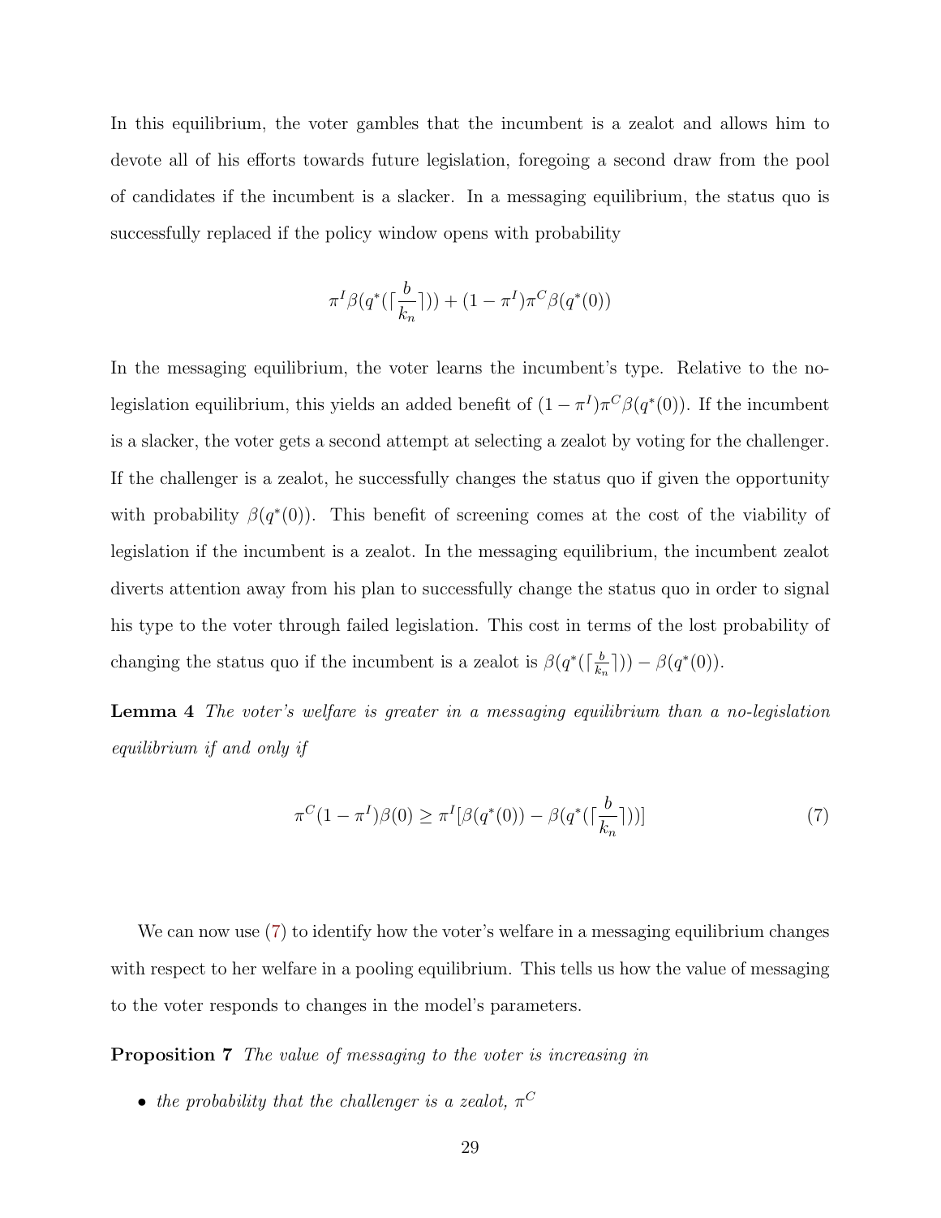In this equilibrium, the voter gambles that the incumbent is a zealot and allows him to devote all of his efforts towards future legislation, foregoing a second draw from the pool of candidates if the incumbent is a slacker. In a messaging equilibrium, the status quo is successfully replaced if the policy window opens with probability

$$\pi^I \beta(q^*(\lceil \frac{b}{k_n} \rceil)) + (1 - \pi^I)\pi^C \beta(q^*(0))$$

In the messaging equilibrium, the voter learns the incumbent's type. Relative to the no-legislation equilibrium, this yields an added benefit of $(1 - \pi^I)\pi^C \beta(q^*(0))$. If the incumbent is a slacker, the voter gets a second attempt at selecting a zealot by voting for the challenger. If the challenger is a zealot, he successfully changes the status quo if given the opportunity with probability $\beta(q^*(0))$. This benefit of screening comes at the cost of the viability of legislation if the incumbent is a zealot. In the messaging equilibrium, the incumbent zealot diverts attention away from his plan to successfully change the status quo in order to signal his type to the voter through failed legislation. This cost in terms of the lost probability of changing the status quo if the incumbent is a zealot is $\beta(q^*(\lceil \frac{b}{k_n} \rceil)) - \beta(q^*(0))$.

**Lemma 4** *The voter's welfare is greater in a messaging equilibrium than a no-legislation equilibrium if and only if*

$$\pi^C(1 - \pi^I)\beta(0) \geq \pi^I[\beta(q^*(0)) - \beta(q^*(\lceil \frac{b}{k_n} \rceil))] \tag{7}$$

We can now use (7) to identify how the voter's welfare in a messaging equilibrium changes with respect to her welfare in a pooling equilibrium. This tells us how the value of messaging to the voter responds to changes in the model's parameters.

**Proposition 7** *The value of messaging to the voter is increasing in*

- *the probability that the challenger is a zealot, $\pi^C$*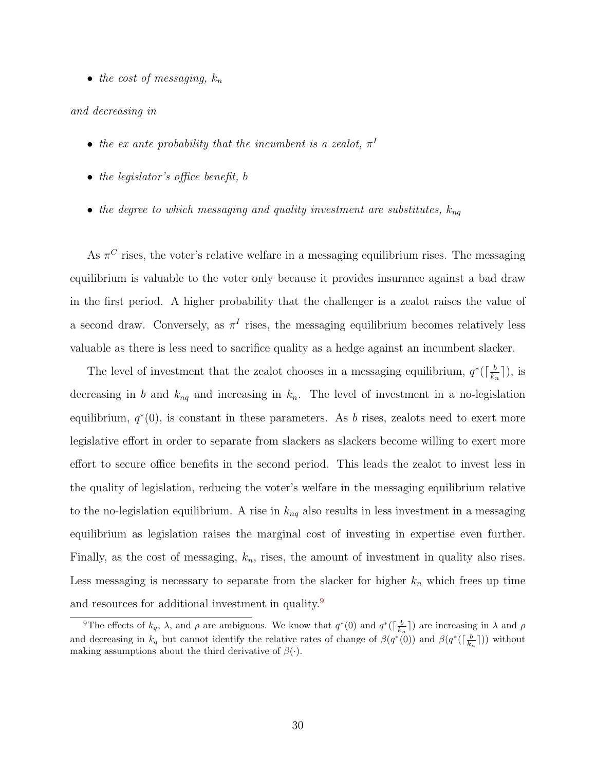- *the cost of messaging, $k_n$*

*and decreasing in*

- *the ex ante probability that the incumbent is a zealot, $\pi^I$*
- *the legislator's office benefit, $b$*
- *the degree to which messaging and quality investment are substitutes, $k_{nq}$*

As $\pi^C$ rises, the voter's relative welfare in a messaging equilibrium rises. The messaging equilibrium is valuable to the voter only because it provides insurance against a bad draw in the first period. A higher probability that the challenger is a zealot raises the value of a second draw. Conversely, as $\pi^I$ rises, the messaging equilibrium becomes relatively less valuable as there is less need to sacrifice quality as a hedge against an incumbent slacker.

The level of investment that the zealot chooses in a messaging equilibrium, $q^*(\lceil \frac{b}{k_n} \rceil)$, is decreasing in $b$ and $k_{nq}$ and increasing in $k_n$. The level of investment in a no-legislation equilibrium, $q^*(0)$, is constant in these parameters. As $b$ rises, zealots need to exert more legislative effort in order to separate from slackers as slackers become willing to exert more effort to secure office benefits in the second period. This leads the zealot to invest less in the quality of legislation, reducing the voter's welfare in the messaging equilibrium relative to the no-legislation equilibrium. A rise in $k_{nq}$ also results in less investment in a messaging equilibrium as legislation raises the marginal cost of investing in expertise even further. Finally, as the cost of messaging, $k_n$, rises, the amount of investment in quality also rises. Less messaging is necessary to separate from the slacker for higher $k_n$ which frees up time and resources for additional investment in quality.[9]

[9] The effects of $k_q$, $\lambda$, and $\rho$ are ambiguous. We know that $q^*(0)$ and $q^*(\lceil \frac{b}{k_n} \rceil)$ are increasing in $\lambda$ and $\rho$ and decreasing in $k_q$ but cannot identify the relative rates of change of $\beta(q^*(0))$ and $\beta(q^*(\lceil \frac{b}{k_n} \rceil))$ without making assumptions about the third derivative of $\beta(\cdot)$.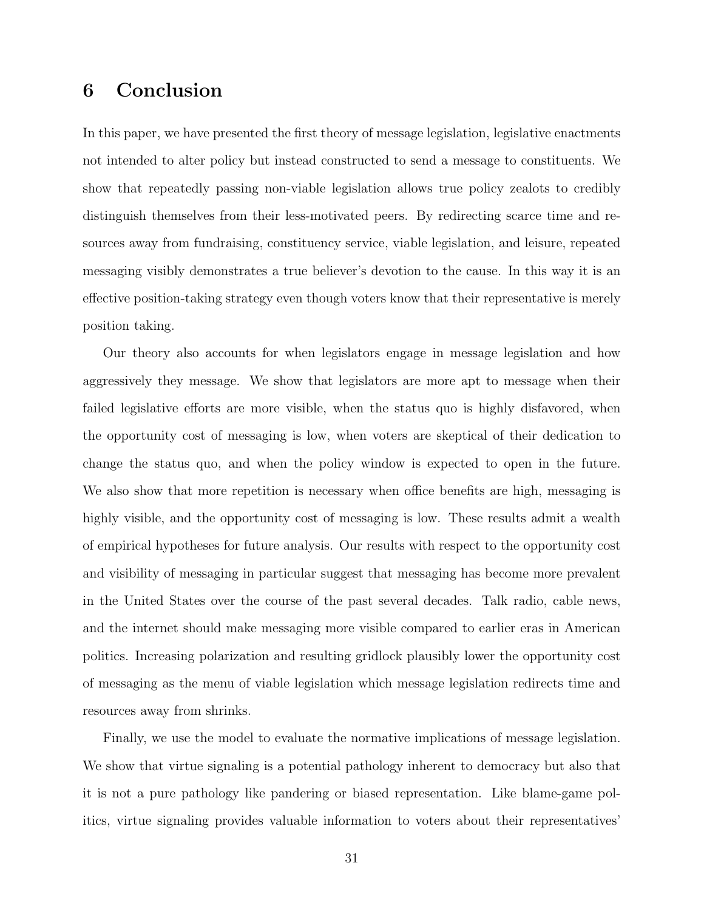# 6 Conclusion

In this paper, we have presented the first theory of message legislation, legislative enactments not intended to alter policy but instead constructed to send a message to constituents. We show that repeatedly passing non-viable legislation allows true policy zealots to credibly distinguish themselves from their less-motivated peers. By redirecting scarce time and resources away from fundraising, constituency service, viable legislation, and leisure, repeated messaging visibly demonstrates a true believer's devotion to the cause. In this way it is an effective position-taking strategy even though voters know that their representative is merely position taking.

Our theory also accounts for when legislators engage in message legislation and how aggressively they message. We show that legislators are more apt to message when their failed legislative efforts are more visible, when the status quo is highly disfavored, when the opportunity cost of messaging is low, when voters are skeptical of their dedication to change the status quo, and when the policy window is expected to open in the future. We also show that more repetition is necessary when office benefits are high, messaging is highly visible, and the opportunity cost of messaging is low. These results admit a wealth of empirical hypotheses for future analysis. Our results with respect to the opportunity cost and visibility of messaging in particular suggest that messaging has become more prevalent in the United States over the course of the past several decades. Talk radio, cable news, and the internet should make messaging more visible compared to earlier eras in American politics. Increasing polarization and resulting gridlock plausibly lower the opportunity cost of messaging as the menu of viable legislation which message legislation redirects time and resources away from shrinks.

Finally, we use the model to evaluate the normative implications of message legislation. We show that virtue signaling is a potential pathology inherent to democracy but also that it is not a pure pathology like pandering or biased representation. Like blame-game politics, virtue signaling provides valuable information to voters about their representatives'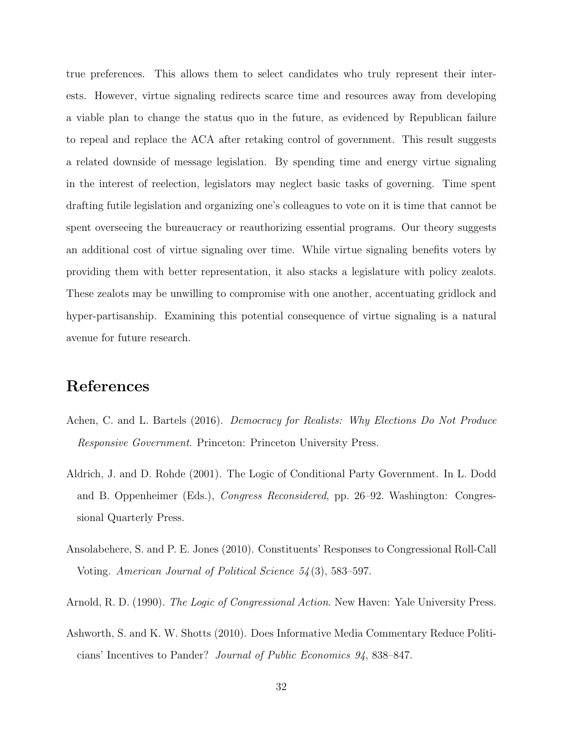true preferences. This allows them to select candidates who truly represent their interests. However, virtue signaling redirects scarce time and resources away from developing a viable plan to change the status quo in the future, as evidenced by Republican failure to repeal and replace the ACA after retaking control of government. This result suggests a related downside of message legislation. By spending time and energy virtue signaling in the interest of reelection, legislators may neglect basic tasks of governing. Time spent drafting futile legislation and organizing one's colleagues to vote on it is time that cannot be spent overseeing the bureaucracy or reauthorizing essential programs. Our theory suggests an additional cost of virtue signaling over time. While virtue signaling benefits voters by providing them with better representation, it also stacks a legislature with policy zealots. These zealots may be unwilling to compromise with one another, accentuating gridlock and hyper-partisanship. Examining this potential consequence of virtue signaling is a natural avenue for future research.

# References

Achen, C. and L. Bartels (2016). *Democracy for Realists: Why Elections Do Not Produce Responsive Government*. Princeton: Princeton University Press.

Aldrich, J. and D. Rohde (2001). The Logic of Conditional Party Government. In L. Dodd and B. Oppenheimer (Eds.), *Congress Reconsidered*, pp. 26–92. Washington: Congressional Quarterly Press.

Ansolabehere, S. and P. E. Jones (2010). Constituents' Responses to Congressional Roll-Call Voting. *American Journal of Political Science 54*(3), 583–597.

Arnold, R. D. (1990). *The Logic of Congressional Action*. New Haven: Yale University Press.

Ashworth, S. and K. W. Shotts (2010). Does Informative Media Commentary Reduce Politicians' Incentives to Pander? *Journal of Public Economics 94*, 838–847.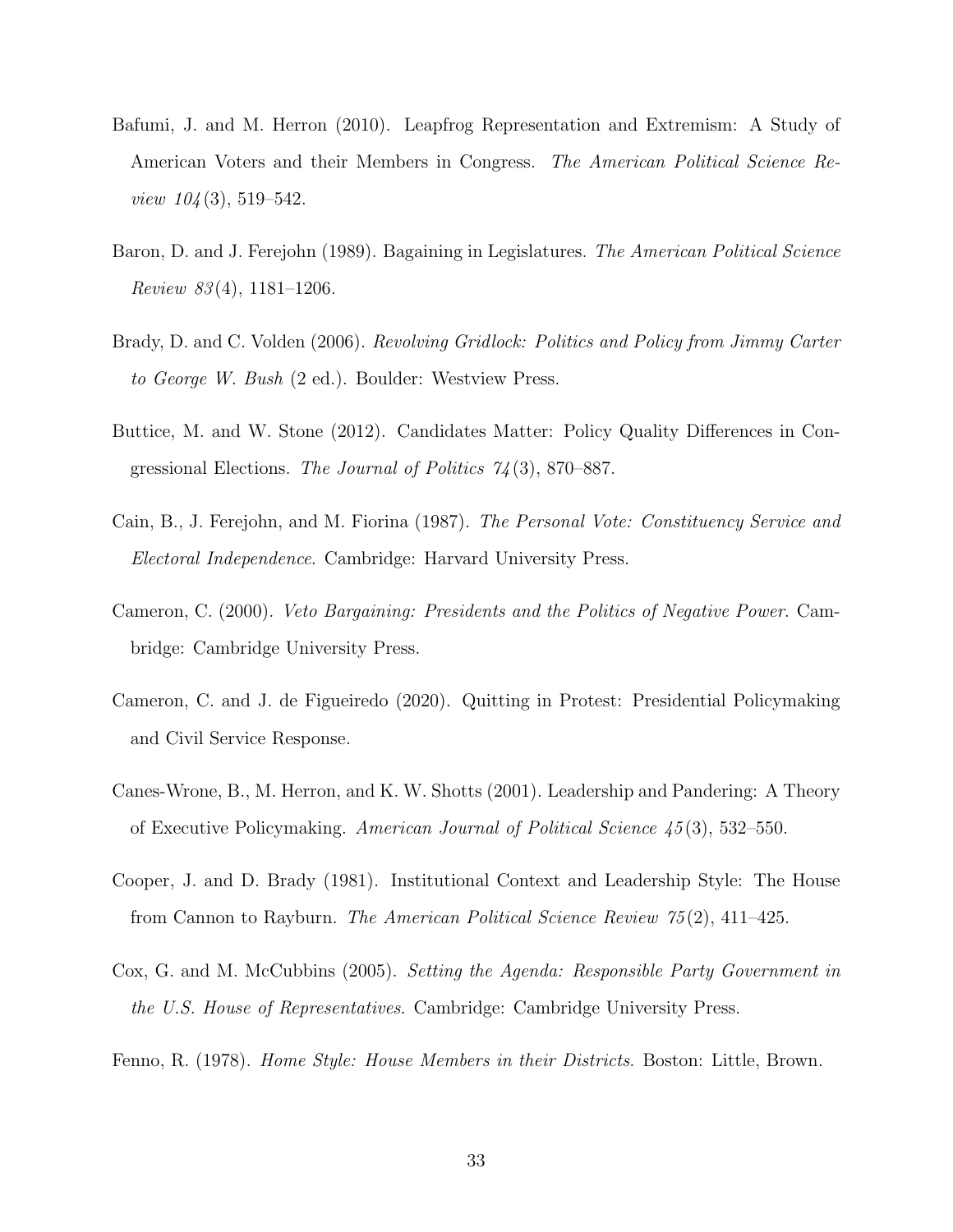Bafumi, J. and M. Herron (2010). Leapfrog Representation and Extremism: A Study of American Voters and their Members in Congress. *The American Political Science Review 104*(3), 519–542.

Baron, D. and J. Ferejohn (1989). Bagaining in Legislatures. *The American Political Science Review 83*(4), 1181–1206.

Brady, D. and C. Volden (2006). *Revolving Gridlock: Politics and Policy from Jimmy Carter to George W. Bush* (2 ed.). Boulder: Westview Press.

Buttice, M. and W. Stone (2012). Candidates Matter: Policy Quality Differences in Congressional Elections. *The Journal of Politics 74*(3), 870–887.

Cain, B., J. Ferejohn, and M. Fiorina (1987). *The Personal Vote: Constituency Service and Electoral Independence*. Cambridge: Harvard University Press.

Cameron, C. (2000). *Veto Bargaining: Presidents and the Politics of Negative Power*. Cambridge: Cambridge University Press.

Cameron, C. and J. de Figueiredo (2020). Quitting in Protest: Presidential Policymaking and Civil Service Response.

Canes-Wrone, B., M. Herron, and K. W. Shotts (2001). Leadership and Pandering: A Theory of Executive Policymaking. *American Journal of Political Science 45*(3), 532–550.

Cooper, J. and D. Brady (1981). Institutional Context and Leadership Style: The House from Cannon to Rayburn. *The American Political Science Review 75*(2), 411–425.

Cox, G. and M. McCubbins (2005). *Setting the Agenda: Responsible Party Government in the U.S. House of Representatives*. Cambridge: Cambridge University Press.

Fenno, R. (1978). *Home Style: House Members in their Districts*. Boston: Little, Brown.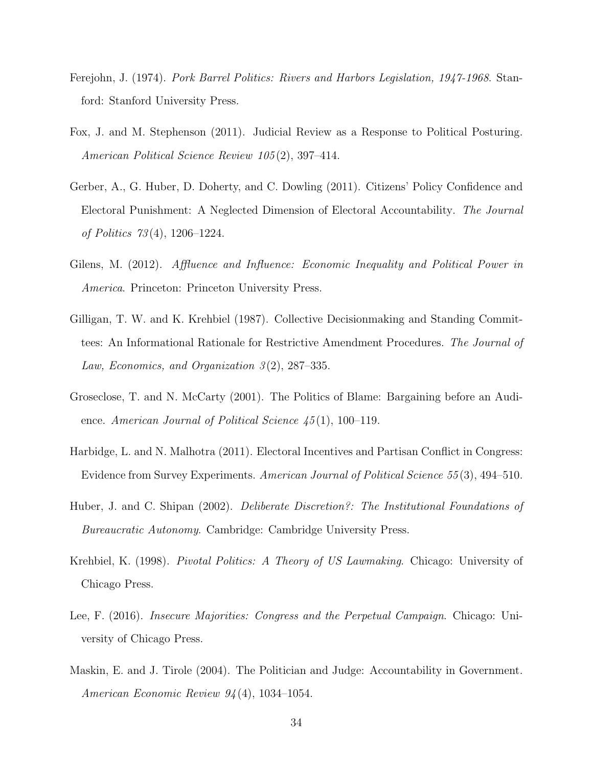Ferejohn, J. (1974). *Pork Barrel Politics: Rivers and Harbors Legislation, 1947-1968*. Stanford: Stanford University Press.

Fox, J. and M. Stephenson (2011). Judicial Review as a Response to Political Posturing. *American Political Science Review 105*(2), 397–414.

Gerber, A., G. Huber, D. Doherty, and C. Dowling (2011). Citizens' Policy Confidence and Electoral Punishment: A Neglected Dimension of Electoral Accountability. *The Journal of Politics 73*(4), 1206–1224.

Gilens, M. (2012). *Affluence and Influence: Economic Inequality and Political Power in America*. Princeton: Princeton University Press.

Gilligan, T. W. and K. Krehbiel (1987). Collective Decisionmaking and Standing Committees: An Informational Rationale for Restrictive Amendment Procedures. *The Journal of Law, Economics, and Organization 3*(2), 287–335.

Groseclose, T. and N. McCarty (2001). The Politics of Blame: Bargaining before an Audience. *American Journal of Political Science 45*(1), 100–119.

Harbidge, L. and N. Malhotra (2011). Electoral Incentives and Partisan Conflict in Congress: Evidence from Survey Experiments. *American Journal of Political Science 55*(3), 494–510.

Huber, J. and C. Shipan (2002). *Deliberate Discretion?: The Institutional Foundations of Bureaucratic Autonomy*. Cambridge: Cambridge University Press.

Krehbiel, K. (1998). *Pivotal Politics: A Theory of US Lawmaking*. Chicago: University of Chicago Press.

Lee, F. (2016). *Insecure Majorities: Congress and the Perpetual Campaign*. Chicago: University of Chicago Press.

Maskin, E. and J. Tirole (2004). The Politician and Judge: Accountability in Government. *American Economic Review 94*(4), 1034–1054.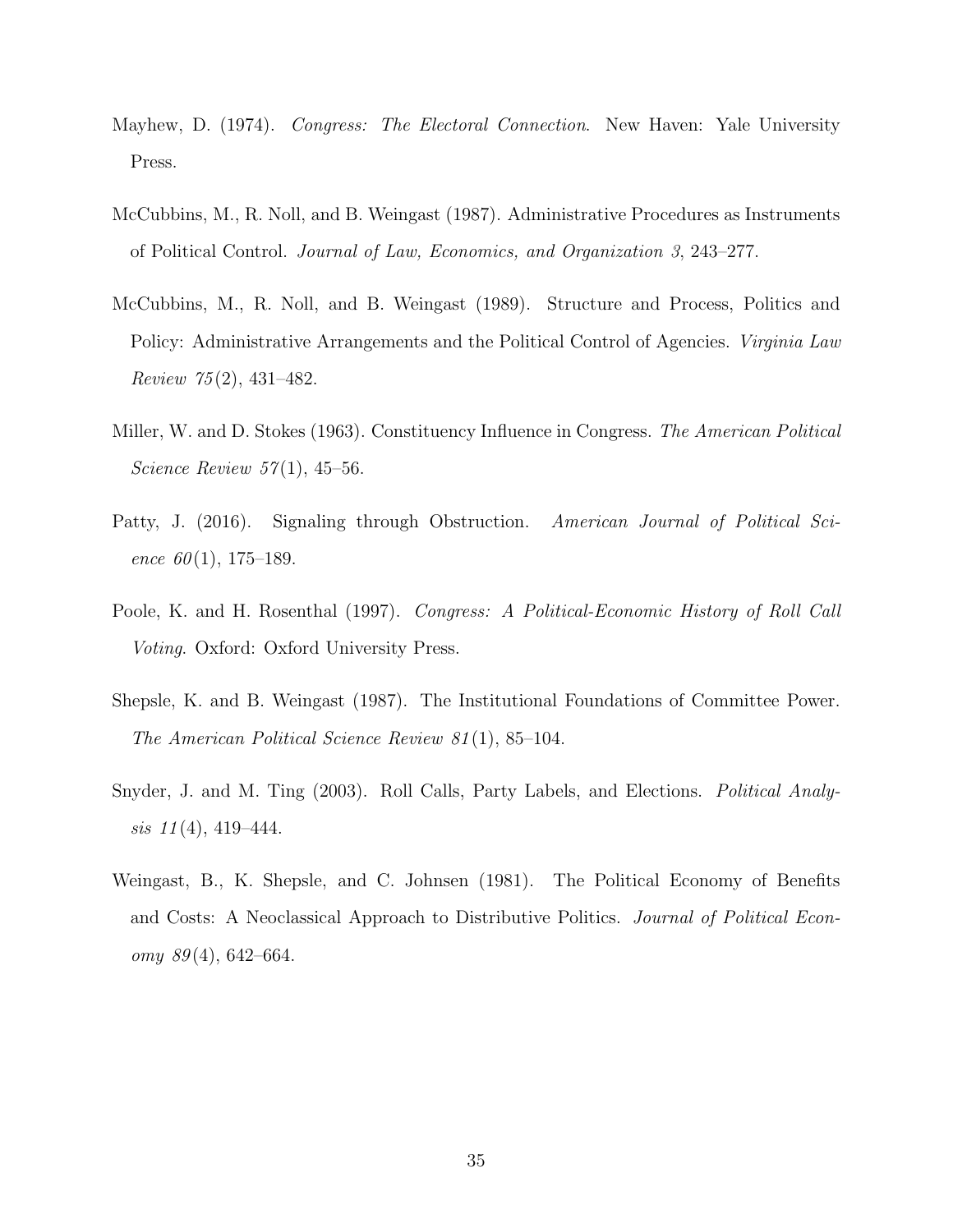Mayhew, D. (1974). *Congress: The Electoral Connection*. New Haven: Yale University Press.

McCubbins, M., R. Noll, and B. Weingast (1987). Administrative Procedures as Instruments of Political Control. *Journal of Law, Economics, and Organization 3*, 243–277.

McCubbins, M., R. Noll, and B. Weingast (1989). Structure and Process, Politics and Policy: Administrative Arrangements and the Political Control of Agencies. *Virginia Law Review 75*(2), 431–482.

Miller, W. and D. Stokes (1963). Constituency Influence in Congress. *The American Political Science Review 57*(1), 45–56.

Patty, J. (2016). Signaling through Obstruction. *American Journal of Political Science 60*(1), 175–189.

Poole, K. and H. Rosenthal (1997). *Congress: A Political-Economic History of Roll Call Voting*. Oxford: Oxford University Press.

Shepsle, K. and B. Weingast (1987). The Institutional Foundations of Committee Power. *The American Political Science Review 81*(1), 85–104.

Snyder, J. and M. Ting (2003). Roll Calls, Party Labels, and Elections. *Political Analysis 11*(4), 419–444.

Weingast, B., K. Shepsle, and C. Johnsen (1981). The Political Economy of Benefits and Costs: A Neoclassical Approach to Distributive Politics. *Journal of Political Economy 89*(4), 642–664.